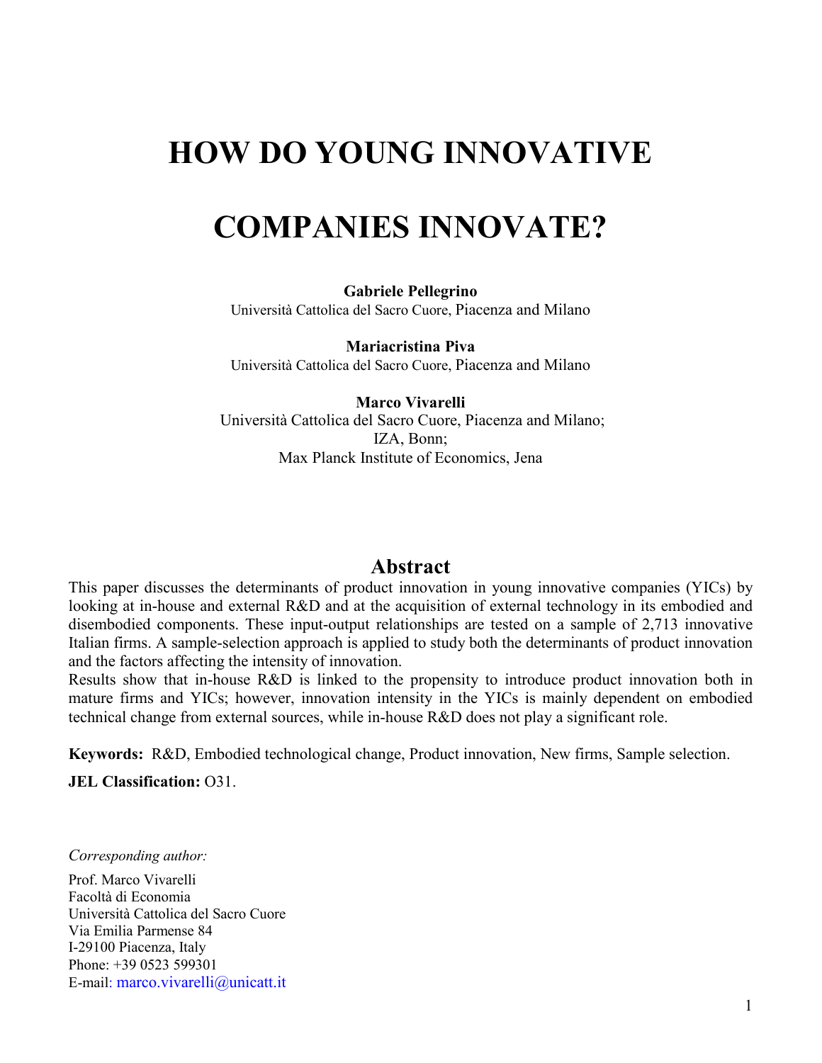# HOW DO YOUNG INNOVATIVE COMPANIES INNOVATE?

**Gabriele Pellegrino**
Università Cattolica del Sacro Cuore, Piacenza and Milano

**Mariacristina Piva**
Università Cattolica del Sacro Cuore, Piacenza and Milano

**Marco Vivarelli**
Università Cattolica del Sacro Cuore, Piacenza and Milano;
IZA, Bonn;
Max Planck Institute of Economics, Jena

## Abstract

This paper discusses the determinants of product innovation in young innovative companies (YICs) by looking at in-house and external R&D and at the acquisition of external technology in its embodied and disembodied components. These input-output relationships are tested on a sample of 2,713 innovative Italian firms. A sample-selection approach is applied to study both the determinants of product innovation and the factors affecting the intensity of innovation.

Results show that in-house R&D is linked to the propensity to introduce product innovation both in mature firms and YICs; however, innovation intensity in the YICs is mainly dependent on embodied technical change from external sources, while in-house R&D does not play a significant role.

**Keywords:** R&D, Embodied technological change, Product innovation, New firms, Sample selection.

**JEL Classification:** O31.

*Corresponding author:*

Prof. Marco Vivarelli
Facoltà di Economia
Università Cattolica del Sacro Cuore
Via Emilia Parmense 84
I-29100 Piacenza, Italy
Phone: +39 0523 599301
E-mail: marco.vivarelli@unicatt.it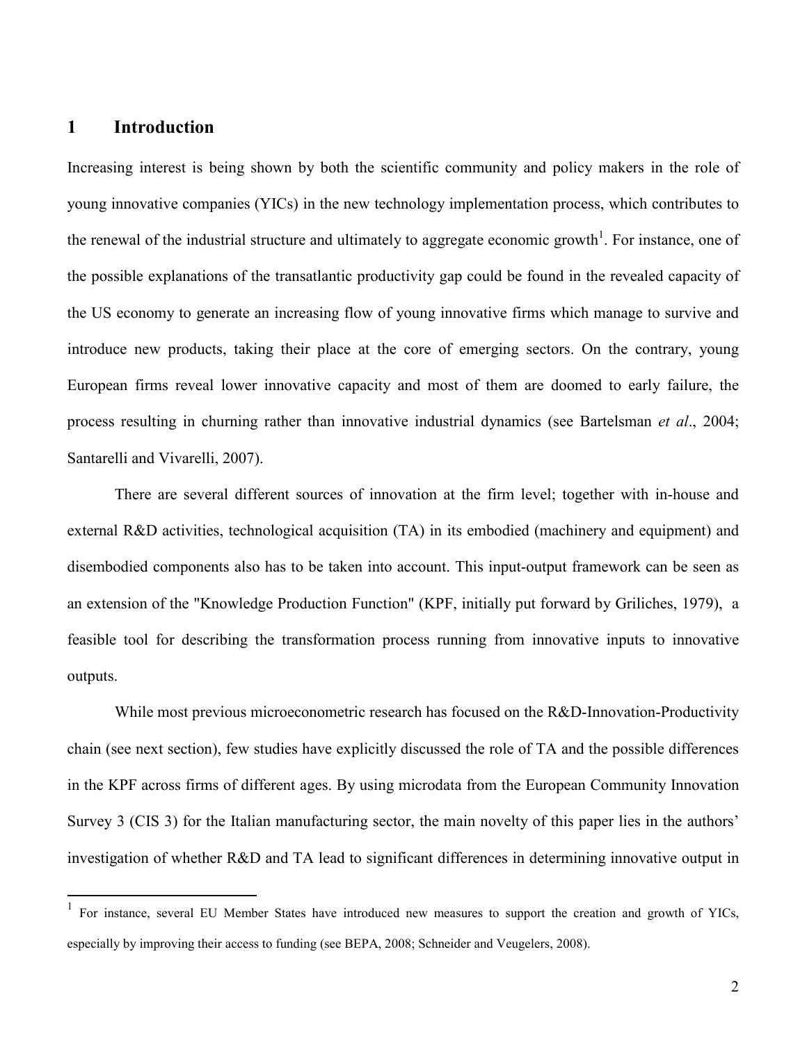# 1 Introduction

Increasing interest is being shown by both the scientific community and policy makers in the role of young innovative companies (YICs) in the new technology implementation process, which contributes to the renewal of the industrial structure and ultimately to aggregate economic growth[1]. For instance, one of the possible explanations of the transatlantic productivity gap could be found in the revealed capacity of the US economy to generate an increasing flow of young innovative firms which manage to survive and introduce new products, taking their place at the core of emerging sectors. On the contrary, young European firms reveal lower innovative capacity and most of them are doomed to early failure, the process resulting in churning rather than innovative industrial dynamics (see Bartelsman *et al*., 2004; Santarelli and Vivarelli, 2007).

There are several different sources of innovation at the firm level; together with in-house and external R&D activities, technological acquisition (TA) in its embodied (machinery and equipment) and disembodied components also has to be taken into account. This input-output framework can be seen as an extension of the "Knowledge Production Function" (KPF, initially put forward by Griliches, 1979), a feasible tool for describing the transformation process running from innovative inputs to innovative outputs.

While most previous microeconometric research has focused on the R&D-Innovation-Productivity chain (see next section), few studies have explicitly discussed the role of TA and the possible differences in the KPF across firms of different ages. By using microdata from the European Community Innovation Survey 3 (CIS 3) for the Italian manufacturing sector, the main novelty of this paper lies in the authors' investigation of whether R&D and TA lead to significant differences in determining innovative output in

[1] For instance, several EU Member States have introduced new measures to support the creation and growth of YICs, especially by improving their access to funding (see BEPA, 2008; Schneider and Veugelers, 2008).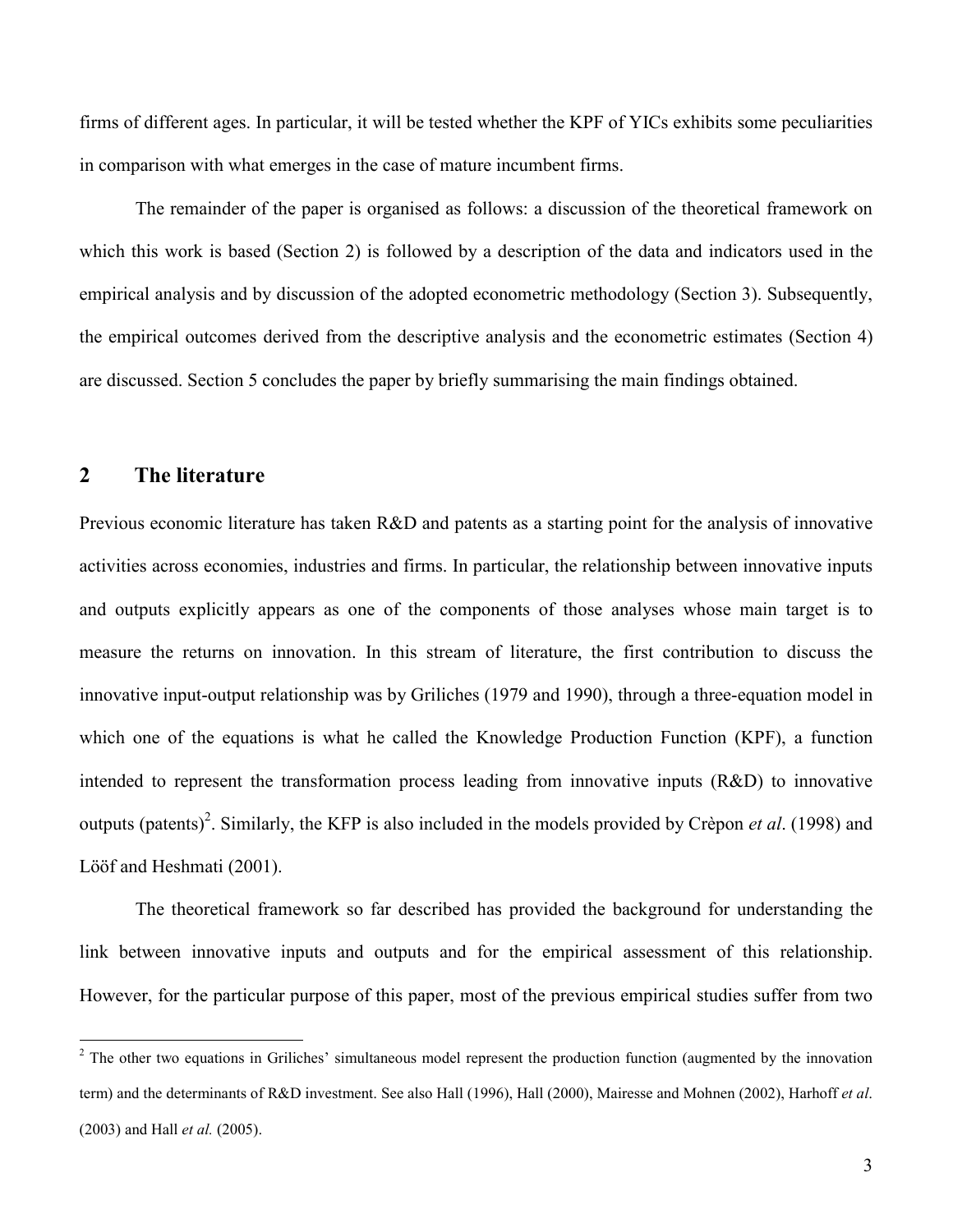firms of different ages. In particular, it will be tested whether the KPF of YICs exhibits some peculiarities in comparison with what emerges in the case of mature incumbent firms.

The remainder of the paper is organised as follows: a discussion of the theoretical framework on which this work is based (Section 2) is followed by a description of the data and indicators used in the empirical analysis and by discussion of the adopted econometric methodology (Section 3). Subsequently, the empirical outcomes derived from the descriptive analysis and the econometric estimates (Section 4) are discussed. Section 5 concludes the paper by briefly summarising the main findings obtained.

## 2 The literature

Previous economic literature has taken R&D and patents as a starting point for the analysis of innovative activities across economies, industries and firms. In particular, the relationship between innovative inputs and outputs explicitly appears as one of the components of those analyses whose main target is to measure the returns on innovation. In this stream of literature, the first contribution to discuss the innovative input-output relationship was by Griliches (1979 and 1990), through a three-equation model in which one of the equations is what he called the Knowledge Production Function (KPF), a function intended to represent the transformation process leading from innovative inputs (R&D) to innovative outputs (patents)[2]. Similarly, the KFP is also included in the models provided by Crèpon *et al*. (1998) and Lööf and Heshmati (2001).

The theoretical framework so far described has provided the background for understanding the link between innovative inputs and outputs and for the empirical assessment of this relationship. However, for the particular purpose of this paper, most of the previous empirical studies suffer from two

[2] The other two equations in Griliches' simultaneous model represent the production function (augmented by the innovation term) and the determinants of R&D investment. See also Hall (1996), Hall (2000), Mairesse and Mohnen (2002), Harhoff *et al*. (2003) and Hall *et al.* (2005).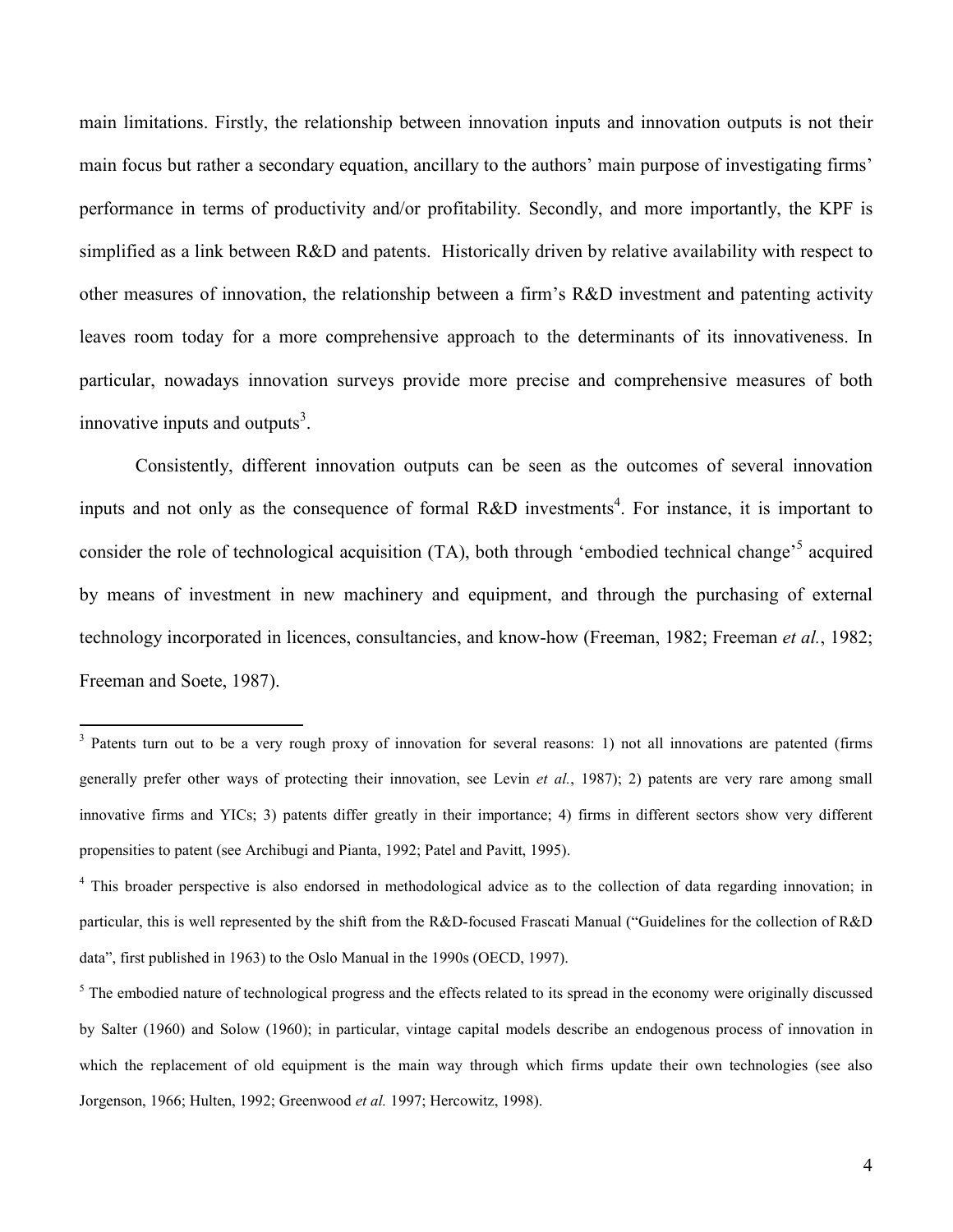main limitations. Firstly, the relationship between innovation inputs and innovation outputs is not their main focus but rather a secondary equation, ancillary to the authors' main purpose of investigating firms' performance in terms of productivity and/or profitability. Secondly, and more importantly, the KPF is simplified as a link between R&D and patents. Historically driven by relative availability with respect to other measures of innovation, the relationship between a firm's R&D investment and patenting activity leaves room today for a more comprehensive approach to the determinants of its innovativeness. In particular, nowadays innovation surveys provide more precise and comprehensive measures of both innovative inputs and outputs[3].

Consistently, different innovation outputs can be seen as the outcomes of several innovation inputs and not only as the consequence of formal R&D investments[4]. For instance, it is important to consider the role of technological acquisition (TA), both through 'embodied technical change'[5] acquired by means of investment in new machinery and equipment, and through the purchasing of external technology incorporated in licences, consultancies, and know-how (Freeman, 1982; Freeman *et al.*, 1982; Freeman and Soete, 1987).

[3] Patents turn out to be a very rough proxy of innovation for several reasons: 1) not all innovations are patented (firms generally prefer other ways of protecting their innovation, see Levin *et al.*, 1987); 2) patents are very rare among small innovative firms and YICs; 3) patents differ greatly in their importance; 4) firms in different sectors show very different propensities to patent (see Archibugi and Pianta, 1992; Patel and Pavitt, 1995).

[4] This broader perspective is also endorsed in methodological advice as to the collection of data regarding innovation; in particular, this is well represented by the shift from the R&D-focused Frascati Manual ("Guidelines for the collection of R&D data", first published in 1963) to the Oslo Manual in the 1990s (OECD, 1997).

[5] The embodied nature of technological progress and the effects related to its spread in the economy were originally discussed by Salter (1960) and Solow (1960); in particular, vintage capital models describe an endogenous process of innovation in which the replacement of old equipment is the main way through which firms update their own technologies (see also Jorgenson, 1966; Hulten, 1992; Greenwood *et al.* 1997; Hercowitz, 1998).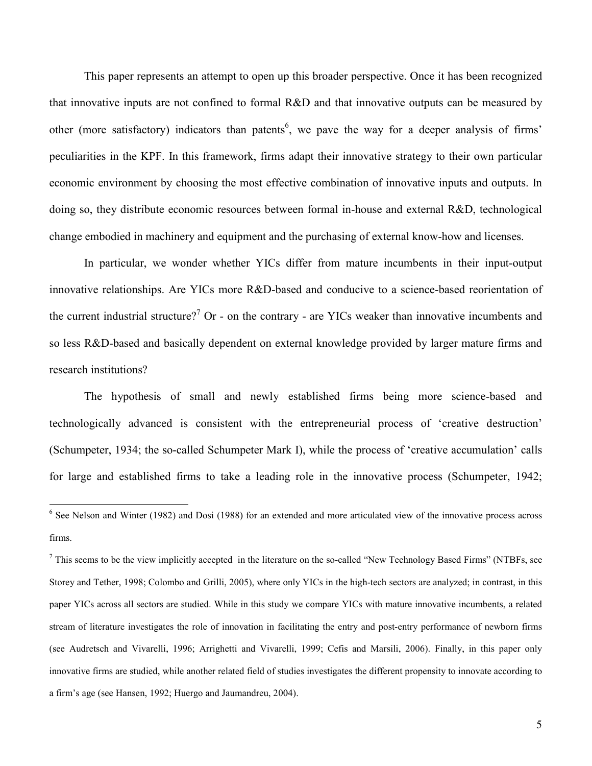This paper represents an attempt to open up this broader perspective. Once it has been recognized that innovative inputs are not confined to formal R&D and that innovative outputs can be measured by other (more satisfactory) indicators than patents[6], we pave the way for a deeper analysis of firms' peculiarities in the KPF. In this framework, firms adapt their innovative strategy to their own particular economic environment by choosing the most effective combination of innovative inputs and outputs. In doing so, they distribute economic resources between formal in-house and external R&D, technological change embodied in machinery and equipment and the purchasing of external know-how and licenses.

In particular, we wonder whether YICs differ from mature incumbents in their input-output innovative relationships. Are YICs more R&D-based and conducive to a science-based reorientation of the current industrial structure?[7] Or - on the contrary - are YICs weaker than innovative incumbents and so less R&D-based and basically dependent on external knowledge provided by larger mature firms and research institutions?

The hypothesis of small and newly established firms being more science-based and technologically advanced is consistent with the entrepreneurial process of 'creative destruction' (Schumpeter, 1934; the so-called Schumpeter Mark I), while the process of 'creative accumulation' calls for large and established firms to take a leading role in the innovative process (Schumpeter, 1942;

---

[6] See Nelson and Winter (1982) and Dosi (1988) for an extended and more articulated view of the innovative process across firms.

[7] This seems to be the view implicitly accepted in the literature on the so-called "New Technology Based Firms" (NTBFs, see Storey and Tether, 1998; Colombo and Grilli, 2005), where only YICs in the high-tech sectors are analyzed; in contrast, in this paper YICs across all sectors are studied. While in this study we compare YICs with mature innovative incumbents, a related stream of literature investigates the role of innovation in facilitating the entry and post-entry performance of newborn firms (see Audretsch and Vivarelli, 1996; Arrighetti and Vivarelli, 1999; Cefis and Marsili, 2006). Finally, in this paper only innovative firms are studied, while another related field of studies investigates the different propensity to innovate according to a firm's age (see Hansen, 1992; Huergo and Jaumandreu, 2004).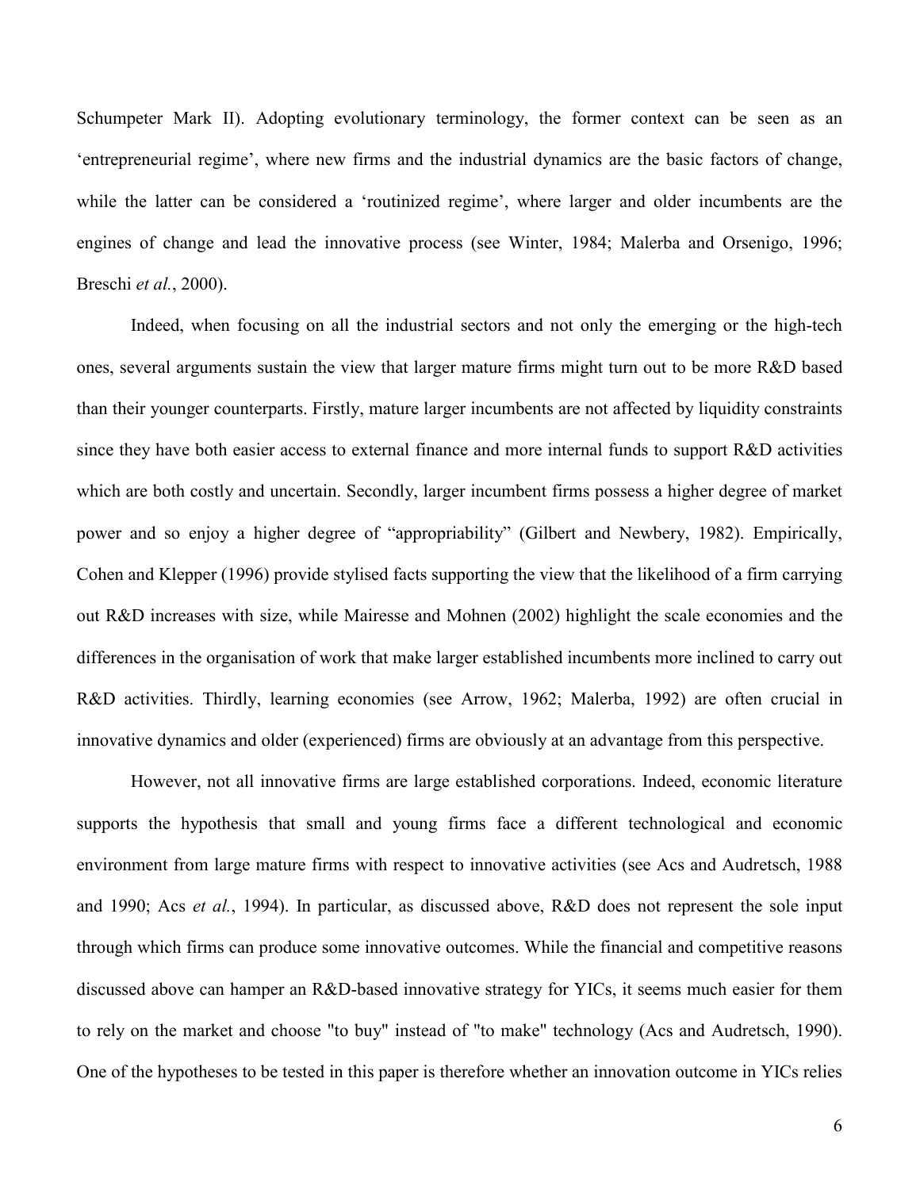Schumpeter Mark II). Adopting evolutionary terminology, the former context can be seen as an 'entrepreneurial regime', where new firms and the industrial dynamics are the basic factors of change, while the latter can be considered a 'routinized regime', where larger and older incumbents are the engines of change and lead the innovative process (see Winter, 1984; Malerba and Orsenigo, 1996; Breschi *et al.*, 2000).

Indeed, when focusing on all the industrial sectors and not only the emerging or the high-tech ones, several arguments sustain the view that larger mature firms might turn out to be more R&D based than their younger counterparts. Firstly, mature larger incumbents are not affected by liquidity constraints since they have both easier access to external finance and more internal funds to support R&D activities which are both costly and uncertain. Secondly, larger incumbent firms possess a higher degree of market power and so enjoy a higher degree of "appropriability" (Gilbert and Newbery, 1982). Empirically, Cohen and Klepper (1996) provide stylised facts supporting the view that the likelihood of a firm carrying out R&D increases with size, while Mairesse and Mohnen (2002) highlight the scale economies and the differences in the organisation of work that make larger established incumbents more inclined to carry out R&D activities. Thirdly, learning economies (see Arrow, 1962; Malerba, 1992) are often crucial in innovative dynamics and older (experienced) firms are obviously at an advantage from this perspective.

However, not all innovative firms are large established corporations. Indeed, economic literature supports the hypothesis that small and young firms face a different technological and economic environment from large mature firms with respect to innovative activities (see Acs and Audretsch, 1988 and 1990; Acs *et al.*, 1994). In particular, as discussed above, R&D does not represent the sole input through which firms can produce some innovative outcomes. While the financial and competitive reasons discussed above can hamper an R&D-based innovative strategy for YICs, it seems much easier for them to rely on the market and choose "to buy" instead of "to make" technology (Acs and Audretsch, 1990). One of the hypotheses to be tested in this paper is therefore whether an innovation outcome in YICs relies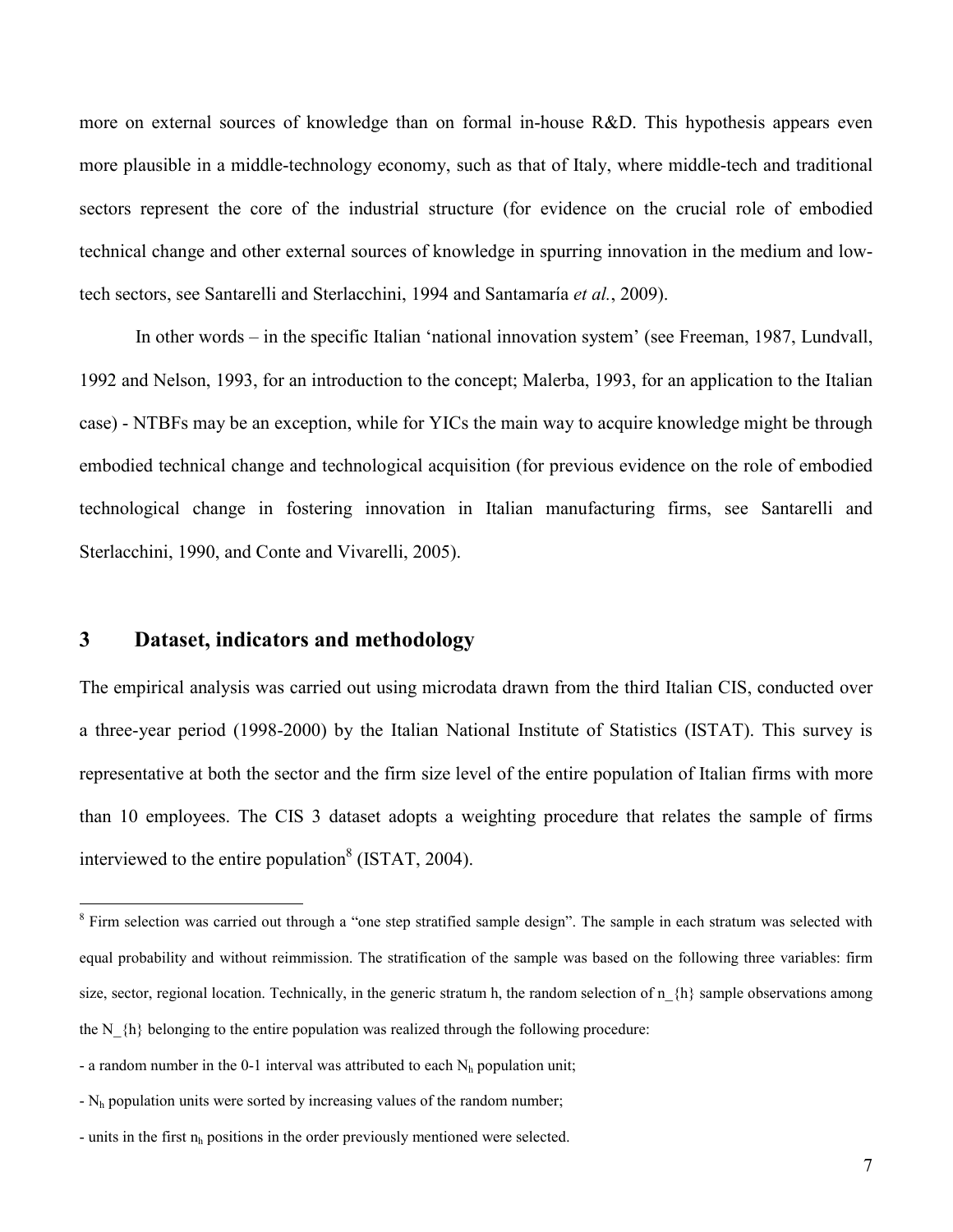more on external sources of knowledge than on formal in-house R&D. This hypothesis appears even more plausible in a middle-technology economy, such as that of Italy, where middle-tech and traditional sectors represent the core of the industrial structure (for evidence on the crucial role of embodied technical change and other external sources of knowledge in spurring innovation in the medium and low-tech sectors, see Santarelli and Sterlacchini, 1994 and Santamaría *et al.*, 2009).

In other words – in the specific Italian 'national innovation system' (see Freeman, 1987, Lundvall, 1992 and Nelson, 1993, for an introduction to the concept; Malerba, 1993, for an application to the Italian case) - NTBFs may be an exception, while for YICs the main way to acquire knowledge might be through embodied technical change and technological acquisition (for previous evidence on the role of embodied technological change in fostering innovation in Italian manufacturing firms, see Santarelli and Sterlacchini, 1990, and Conte and Vivarelli, 2005).

## 3 Dataset, indicators and methodology

The empirical analysis was carried out using microdata drawn from the third Italian CIS, conducted over a three-year period (1998-2000) by the Italian National Institute of Statistics (ISTAT). This survey is representative at both the sector and the firm size level of the entire population of Italian firms with more than 10 employees. The CIS 3 dataset adopts a weighting procedure that relates the sample of firms interviewed to the entire population[8] (ISTAT, 2004).

---

[8] Firm selection was carried out through a "one step stratified sample design". The sample in each stratum was selected with equal probability and without reimmission. The stratification of the sample was based on the following three variables: firm size, sector, regional location. Technically, in the generic stratum h, the random selection of $n_{h}$ sample observations among the $N_{h}$ belonging to the entire population was realized through the following procedure:

- a random number in the 0-1 interval was attributed to each $N_h$ population unit;
- $N_h$ population units were sorted by increasing values of the random number;
- units in the first $n_h$ positions in the order previously mentioned were selected.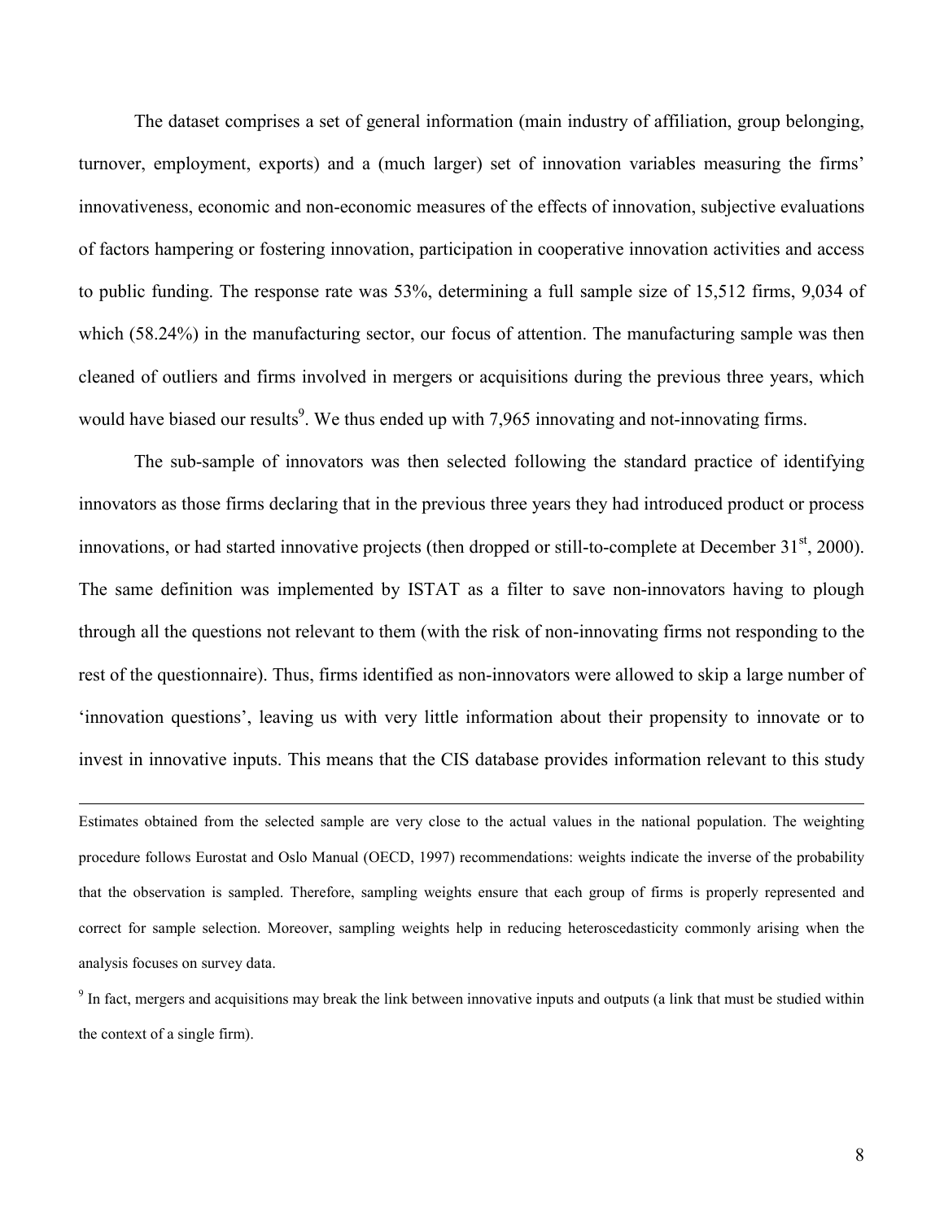The dataset comprises a set of general information (main industry of affiliation, group belonging, turnover, employment, exports) and a (much larger) set of innovation variables measuring the firms' innovativeness, economic and non-economic measures of the effects of innovation, subjective evaluations of factors hampering or fostering innovation, participation in cooperative innovation activities and access to public funding. The response rate was 53%, determining a full sample size of 15,512 firms, 9,034 of which (58.24%) in the manufacturing sector, our focus of attention. The manufacturing sample was then cleaned of outliers and firms involved in mergers or acquisitions during the previous three years, which would have biased our results[9]. We thus ended up with 7,965 innovating and not-innovating firms.

The sub-sample of innovators was then selected following the standard practice of identifying innovators as those firms declaring that in the previous three years they had introduced product or process innovations, or had started innovative projects (then dropped or still-to-complete at December 31st, 2000). The same definition was implemented by ISTAT as a filter to save non-innovators having to plough through all the questions not relevant to them (with the risk of non-innovating firms not responding to the rest of the questionnaire). Thus, firms identified as non-innovators were allowed to skip a large number of 'innovation questions', leaving us with very little information about their propensity to innovate or to invest in innovative inputs. This means that the CIS database provides information relevant to this study

---

Estimates obtained from the selected sample are very close to the actual values in the national population. The weighting procedure follows Eurostat and Oslo Manual (OECD, 1997) recommendations: weights indicate the inverse of the probability that the observation is sampled. Therefore, sampling weights ensure that each group of firms is properly represented and correct for sample selection. Moreover, sampling weights help in reducing heteroscedasticity commonly arising when the analysis focuses on survey data.

[9] In fact, mergers and acquisitions may break the link between innovative inputs and outputs (a link that must be studied within the context of a single firm).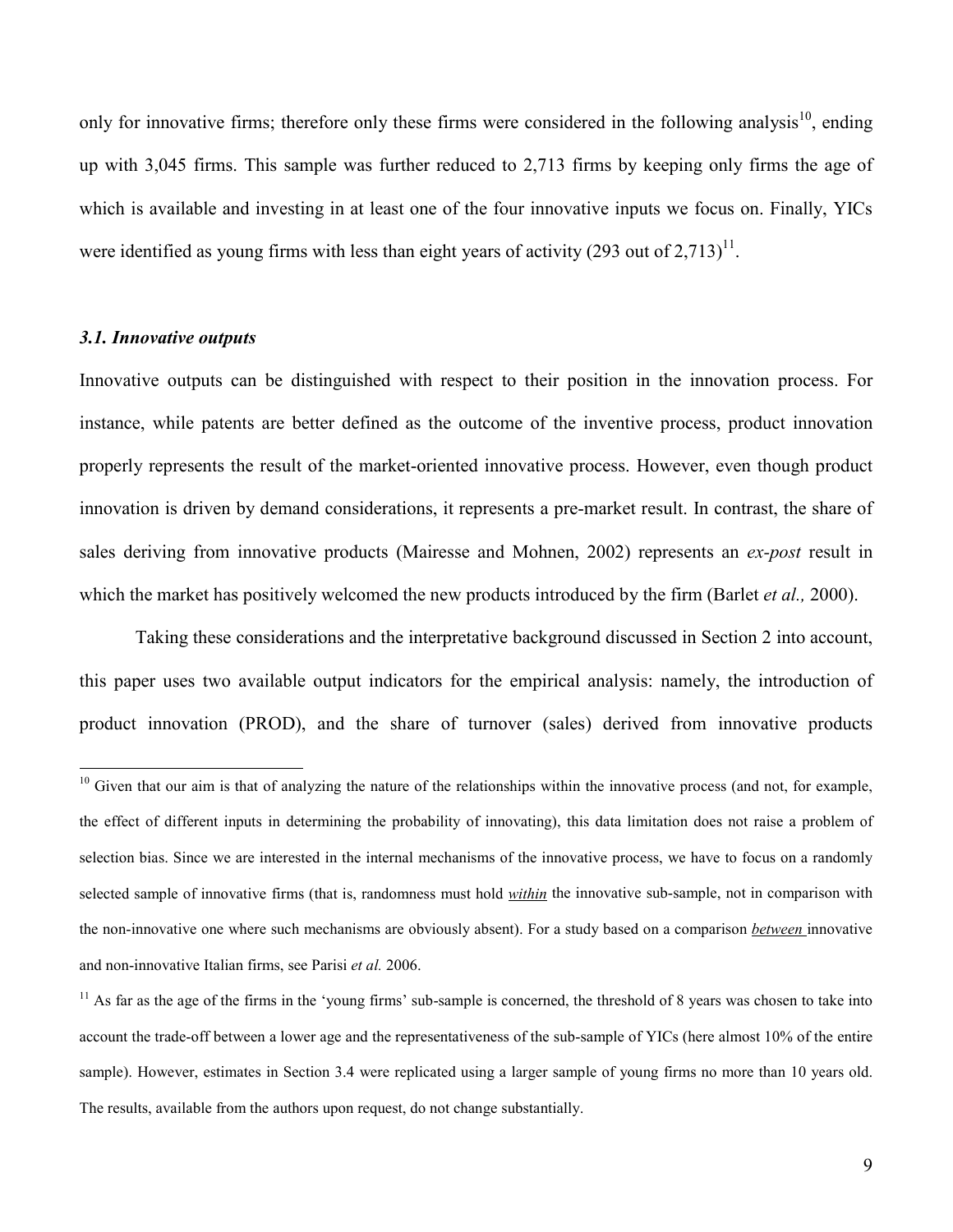only for innovative firms; therefore only these firms were considered in the following analysis[10], ending up with 3,045 firms. This sample was further reduced to 2,713 firms by keeping only firms the age of which is available and investing in at least one of the four innovative inputs we focus on. Finally, YICs were identified as young firms with less than eight years of activity (293 out of 2,713)[11].

### *3.1. Innovative outputs*

Innovative outputs can be distinguished with respect to their position in the innovation process. For instance, while patents are better defined as the outcome of the inventive process, product innovation properly represents the result of the market-oriented innovative process. However, even though product innovation is driven by demand considerations, it represents a pre-market result. In contrast, the share of sales deriving from innovative products (Mairesse and Mohnen, 2002) represents an *ex-post* result in which the market has positively welcomed the new products introduced by the firm (Barlet *et al.,* 2000).

Taking these considerations and the interpretative background discussed in Section 2 into account, this paper uses two available output indicators for the empirical analysis: namely, the introduction of product innovation (PROD), and the share of turnover (sales) derived from innovative products

[10] Given that our aim is that of analyzing the nature of the relationships within the innovative process (and not, for example, the effect of different inputs in determining the probability of innovating), this data limitation does not raise a problem of selection bias. Since we are interested in the internal mechanisms of the innovative process, we have to focus on a randomly selected sample of innovative firms (that is, randomness must hold ***within*** the innovative sub-sample, not in comparison with the non-innovative one where such mechanisms are obviously absent). For a study based on a comparison ***between*** innovative and non-innovative Italian firms, see Parisi *et al.* 2006.

[11] As far as the age of the firms in the 'young firms' sub-sample is concerned, the threshold of 8 years was chosen to take into account the trade-off between a lower age and the representativeness of the sub-sample of YICs (here almost 10% of the entire sample). However, estimates in Section 3.4 were replicated using a larger sample of young firms no more than 10 years old. The results, available from the authors upon request, do not change substantially.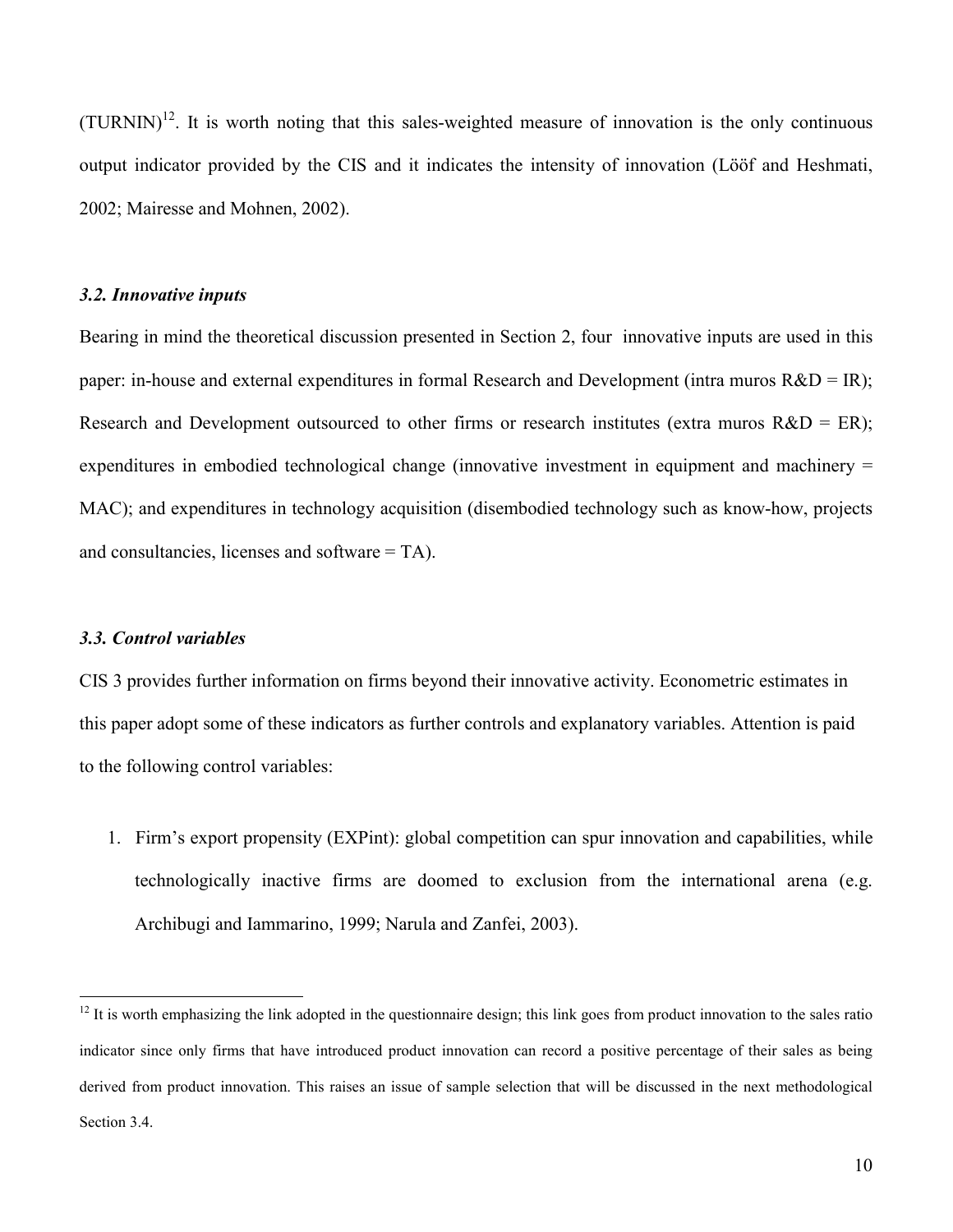(TURNIN)[12]. It is worth noting that this sales-weighted measure of innovation is the only continuous output indicator provided by the CIS and it indicates the intensity of innovation (Lööf and Heshmati, 2002; Mairesse and Mohnen, 2002).

### *3.2. Innovative inputs*

Bearing in mind the theoretical discussion presented in Section 2, four innovative inputs are used in this paper: in-house and external expenditures in formal Research and Development (intra muros R&D = IR); Research and Development outsourced to other firms or research institutes (extra muros R&D = ER); expenditures in embodied technological change (innovative investment in equipment and machinery = MAC); and expenditures in technology acquisition (disembodied technology such as know-how, projects and consultancies, licenses and software = TA).

### *3.3. Control variables*

CIS 3 provides further information on firms beyond their innovative activity. Econometric estimates in this paper adopt some of these indicators as further controls and explanatory variables. Attention is paid to the following control variables:

1. Firm's export propensity (EXPint): global competition can spur innovation and capabilities, while technologically inactive firms are doomed to exclusion from the international arena (e.g. Archibugi and Iammarino, 1999; Narula and Zanfei, 2003).

---

[12] It is worth emphasizing the link adopted in the questionnaire design; this link goes from product innovation to the sales ratio indicator since only firms that have introduced product innovation can record a positive percentage of their sales as being derived from product innovation. This raises an issue of sample selection that will be discussed in the next methodological Section 3.4.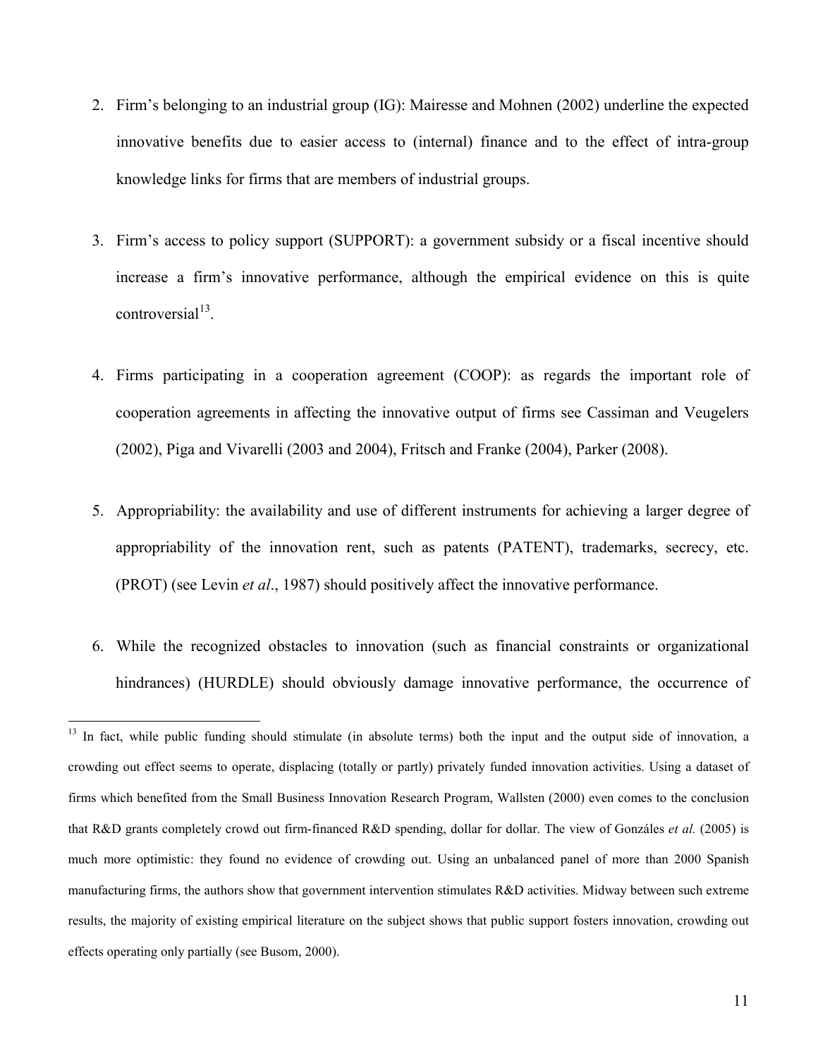2. Firm's belonging to an industrial group (IG): Mairesse and Mohnen (2002) underline the expected innovative benefits due to easier access to (internal) finance and to the effect of intra-group knowledge links for firms that are members of industrial groups.

3. Firm's access to policy support (SUPPORT): a government subsidy or a fiscal incentive should increase a firm's innovative performance, although the empirical evidence on this is quite controversial[13].

4. Firms participating in a cooperation agreement (COOP): as regards the important role of cooperation agreements in affecting the innovative output of firms see Cassiman and Veugelers (2002), Piga and Vivarelli (2003 and 2004), Fritsch and Franke (2004), Parker (2008).

5. Appropriability: the availability and use of different instruments for achieving a larger degree of appropriability of the innovation rent, such as patents (PATENT), trademarks, secrecy, etc. (PROT) (see Levin *et al*., 1987) should positively affect the innovative performance.

6. While the recognized obstacles to innovation (such as financial constraints or organizational hindrances) (HURDLE) should obviously damage innovative performance, the occurrence of

---

[13] In fact, while public funding should stimulate (in absolute terms) both the input and the output side of innovation, a crowding out effect seems to operate, displacing (totally or partly) privately funded innovation activities. Using a dataset of firms which benefited from the Small Business Innovation Research Program, Wallsten (2000) even comes to the conclusion that R&D grants completely crowd out firm-financed R&D spending, dollar for dollar. The view of Gonzáles *et al.* (2005) is much more optimistic: they found no evidence of crowding out. Using an unbalanced panel of more than 2000 Spanish manufacturing firms, the authors show that government intervention stimulates R&D activities. Midway between such extreme results, the majority of existing empirical literature on the subject shows that public support fosters innovation, crowding out effects operating only partially (see Busom, 2000).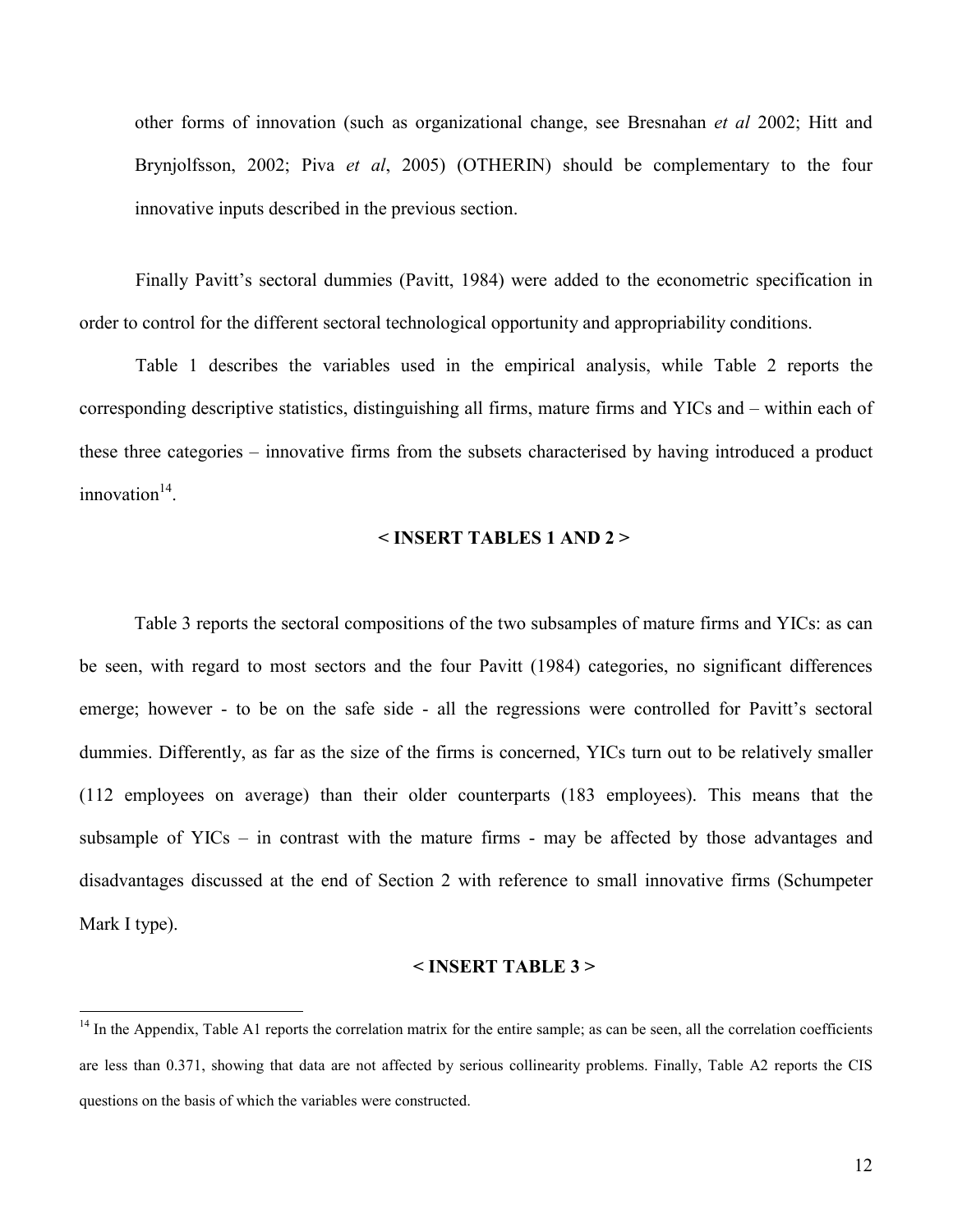other forms of innovation (such as organizational change, see Bresnahan *et al* 2002; Hitt and Brynjolfsson, 2002; Piva *et al*, 2005) (OTHERIN) should be complementary to the four innovative inputs described in the previous section.

Finally Pavitt's sectoral dummies (Pavitt, 1984) were added to the econometric specification in order to control for the different sectoral technological opportunity and appropriability conditions.

Table 1 describes the variables used in the empirical analysis, while Table 2 reports the corresponding descriptive statistics, distinguishing all firms, mature firms and YICs and – within each of these three categories – innovative firms from the subsets characterised by having introduced a product innovation[14].

**< INSERT TABLES 1 AND 2 >**

Table 3 reports the sectoral compositions of the two subsamples of mature firms and YICs: as can be seen, with regard to most sectors and the four Pavitt (1984) categories, no significant differences emerge; however - to be on the safe side - all the regressions were controlled for Pavitt's sectoral dummies. Differently, as far as the size of the firms is concerned, YICs turn out to be relatively smaller (112 employees on average) than their older counterparts (183 employees). This means that the subsample of YICs – in contrast with the mature firms - may be affected by those advantages and disadvantages discussed at the end of Section 2 with reference to small innovative firms (Schumpeter Mark I type).

**< INSERT TABLE 3 >**

[14] In the Appendix, Table A1 reports the correlation matrix for the entire sample; as can be seen, all the correlation coefficients are less than 0.371, showing that data are not affected by serious collinearity problems. Finally, Table A2 reports the CIS questions on the basis of which the variables were constructed.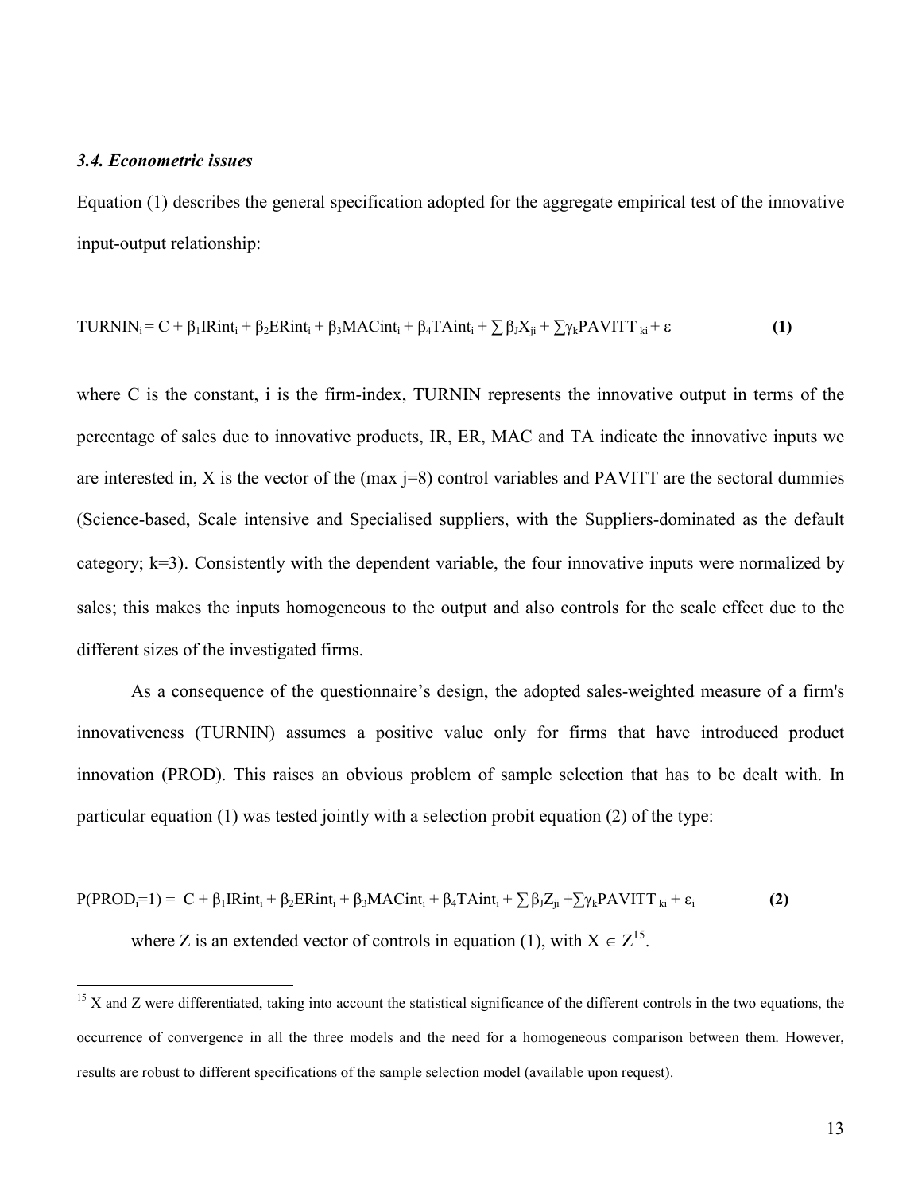### *3.4. Econometric issues*

Equation (1) describes the general specification adopted for the aggregate empirical test of the innovative input-output relationship:

$$TURNIN_i = C + \beta_1 IRint_i + \beta_2 ERint_i + \beta_3 MACint_i + \beta_4 TAint_i + \sum \beta_J X_{ji} + \sum \gamma_k PAVITT_{ki} + \varepsilon \qquad \textbf{(1)}$$

where C is the constant, i is the firm-index, TURNIN represents the innovative output in terms of the percentage of sales due to innovative products, IR, ER, MAC and TA indicate the innovative inputs we are interested in, X is the vector of the (max j=8) control variables and PAVITT are the sectoral dummies (Science-based, Scale intensive and Specialised suppliers, with the Suppliers-dominated as the default category; k=3). Consistently with the dependent variable, the four innovative inputs were normalized by sales; this makes the inputs homogeneous to the output and also controls for the scale effect due to the different sizes of the investigated firms.

As a consequence of the questionnaire's design, the adopted sales-weighted measure of a firm's innovativeness (TURNIN) assumes a positive value only for firms that have introduced product innovation (PROD). This raises an obvious problem of sample selection that has to be dealt with. In particular equation (1) was tested jointly with a selection probit equation (2) of the type:

$$P(PROD_i=1) = C + \beta_1 IRint_i + \beta_2 ERint_i + \beta_3 MACint_i + \beta_4 TAint_i + \sum \beta_J Z_{ji} + \sum \gamma_k PAVITT_{ki} + \varepsilon_i \qquad \textbf{(2)}$$

where Z is an extended vector of controls in equation (1), with $X \in Z$[15].

---

[15] X and Z were differentiated, taking into account the statistical significance of the different controls in the two equations, the occurrence of convergence in all the three models and the need for a homogeneous comparison between them. However, results are robust to different specifications of the sample selection model (available upon request).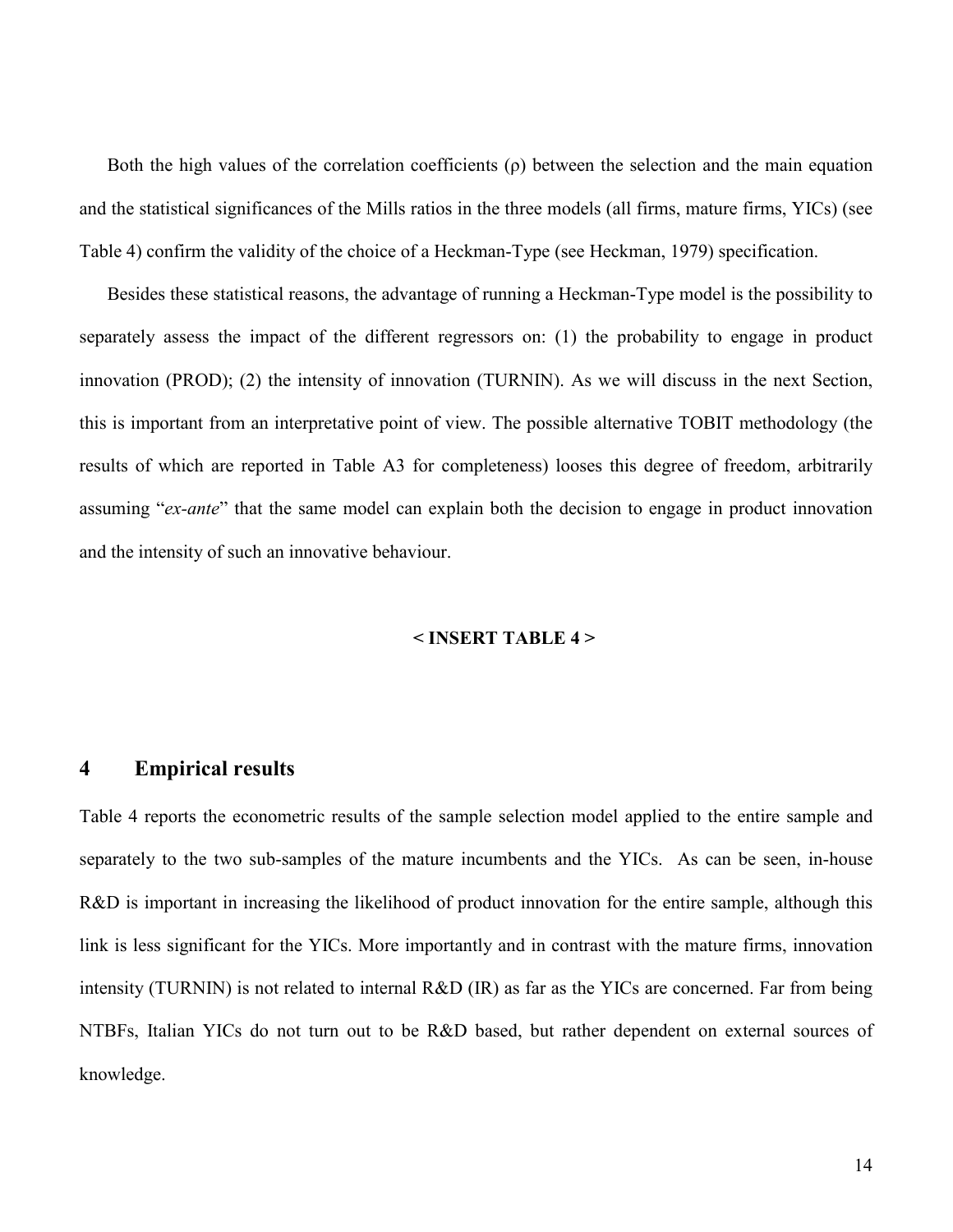Both the high values of the correlation coefficients (ρ) between the selection and the main equation and the statistical significances of the Mills ratios in the three models (all firms, mature firms, YICs) (see Table 4) confirm the validity of the choice of a Heckman-Type (see Heckman, 1979) specification.

Besides these statistical reasons, the advantage of running a Heckman-Type model is the possibility to separately assess the impact of the different regressors on: (1) the probability to engage in product innovation (PROD); (2) the intensity of innovation (TURNIN). As we will discuss in the next Section, this is important from an interpretative point of view. The possible alternative TOBIT methodology (the results of which are reported in Table A3 for completeness) looses this degree of freedom, arbitrarily assuming "*ex-ante*" that the same model can explain both the decision to engage in product innovation and the intensity of such an innovative behaviour.

**< INSERT TABLE 4 >**

# 4 Empirical results

Table 4 reports the econometric results of the sample selection model applied to the entire sample and separately to the two sub-samples of the mature incumbents and the YICs. As can be seen, in-house R&D is important in increasing the likelihood of product innovation for the entire sample, although this link is less significant for the YICs. More importantly and in contrast with the mature firms, innovation intensity (TURNIN) is not related to internal R&D (IR) as far as the YICs are concerned. Far from being NTBFs, Italian YICs do not turn out to be R&D based, but rather dependent on external sources of knowledge.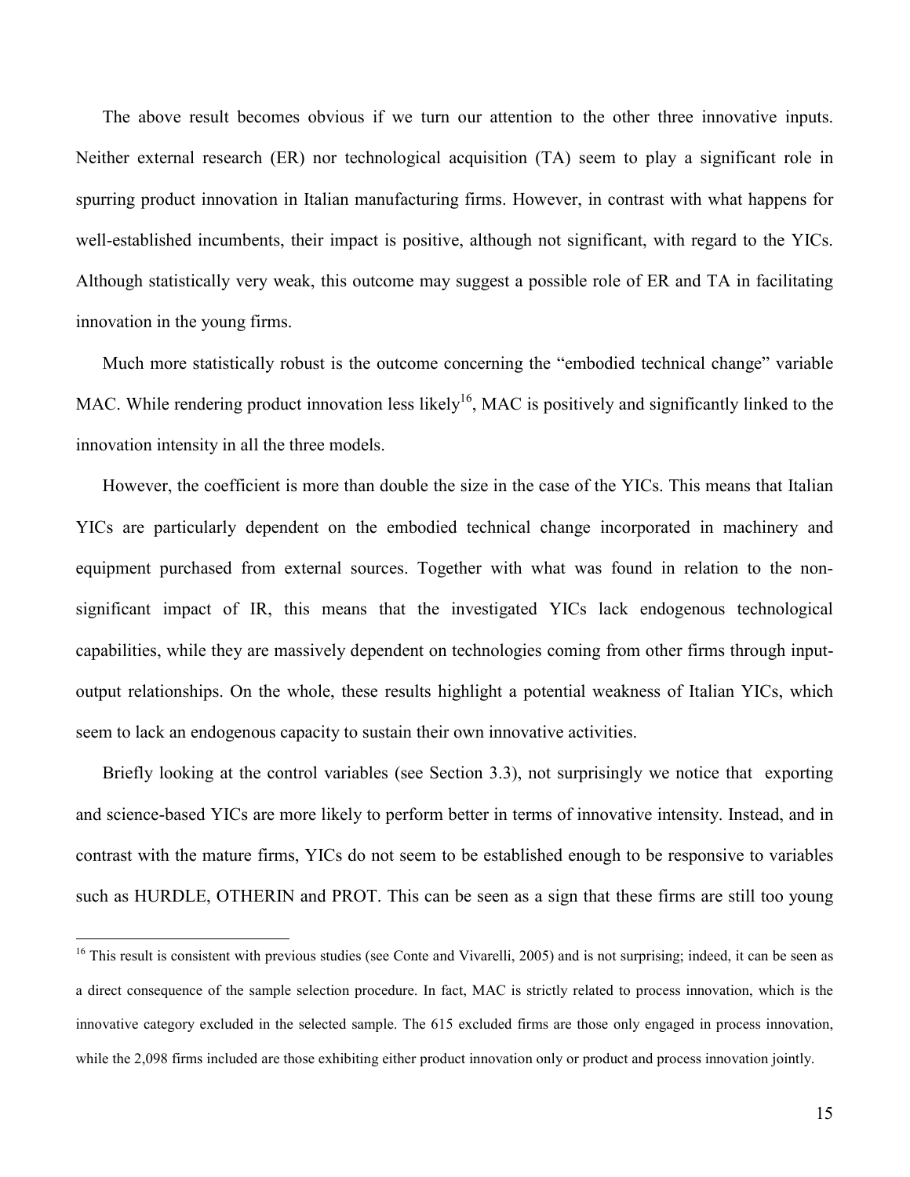The above result becomes obvious if we turn our attention to the other three innovative inputs. Neither external research (ER) nor technological acquisition (TA) seem to play a significant role in spurring product innovation in Italian manufacturing firms. However, in contrast with what happens for well-established incumbents, their impact is positive, although not significant, with regard to the YICs. Although statistically very weak, this outcome may suggest a possible role of ER and TA in facilitating innovation in the young firms.

Much more statistically robust is the outcome concerning the "embodied technical change" variable MAC. While rendering product innovation less likely[16], MAC is positively and significantly linked to the innovation intensity in all the three models.

However, the coefficient is more than double the size in the case of the YICs. This means that Italian YICs are particularly dependent on the embodied technical change incorporated in machinery and equipment purchased from external sources. Together with what was found in relation to the non-significant impact of IR, this means that the investigated YICs lack endogenous technological capabilities, while they are massively dependent on technologies coming from other firms through input-output relationships. On the whole, these results highlight a potential weakness of Italian YICs, which seem to lack an endogenous capacity to sustain their own innovative activities.

Briefly looking at the control variables (see Section 3.3), not surprisingly we notice that exporting and science-based YICs are more likely to perform better in terms of innovative intensity. Instead, and in contrast with the mature firms, YICs do not seem to be established enough to be responsive to variables such as HURDLE, OTHERIN and PROT. This can be seen as a sign that these firms are still too young

[16] This result is consistent with previous studies (see Conte and Vivarelli, 2005) and is not surprising; indeed, it can be seen as a direct consequence of the sample selection procedure. In fact, MAC is strictly related to process innovation, which is the innovative category excluded in the selected sample. The 615 excluded firms are those only engaged in process innovation, while the 2,098 firms included are those exhibiting either product innovation only or product and process innovation jointly.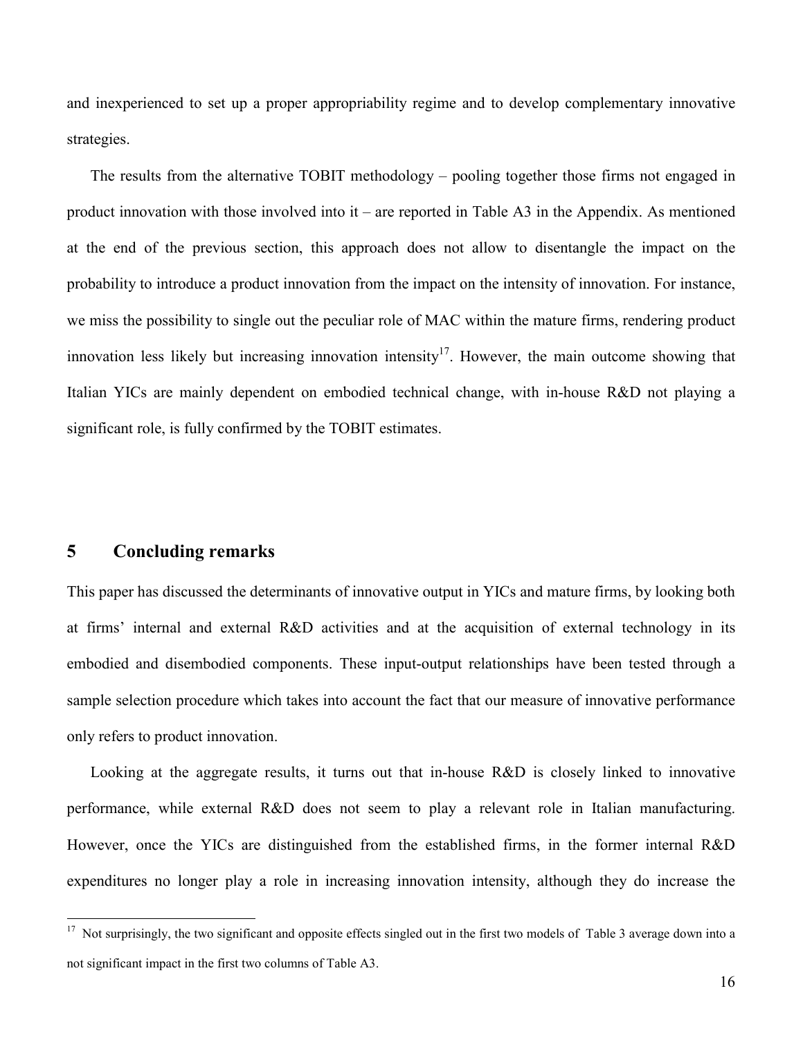and inexperienced to set up a proper appropriability regime and to develop complementary innovative strategies.

The results from the alternative TOBIT methodology – pooling together those firms not engaged in product innovation with those involved into it – are reported in Table A3 in the Appendix. As mentioned at the end of the previous section, this approach does not allow to disentangle the impact on the probability to introduce a product innovation from the impact on the intensity of innovation. For instance, we miss the possibility to single out the peculiar role of MAC within the mature firms, rendering product innovation less likely but increasing innovation intensity[17]. However, the main outcome showing that Italian YICs are mainly dependent on embodied technical change, with in-house R&D not playing a significant role, is fully confirmed by the TOBIT estimates.

## 5 Concluding remarks

This paper has discussed the determinants of innovative output in YICs and mature firms, by looking both at firms' internal and external R&D activities and at the acquisition of external technology in its embodied and disembodied components. These input-output relationships have been tested through a sample selection procedure which takes into account the fact that our measure of innovative performance only refers to product innovation.

Looking at the aggregate results, it turns out that in-house R&D is closely linked to innovative performance, while external R&D does not seem to play a relevant role in Italian manufacturing. However, once the YICs are distinguished from the established firms, in the former internal R&D expenditures no longer play a role in increasing innovation intensity, although they do increase the

---

[17] Not surprisingly, the two significant and opposite effects singled out in the first two models of Table 3 average down into a not significant impact in the first two columns of Table A3.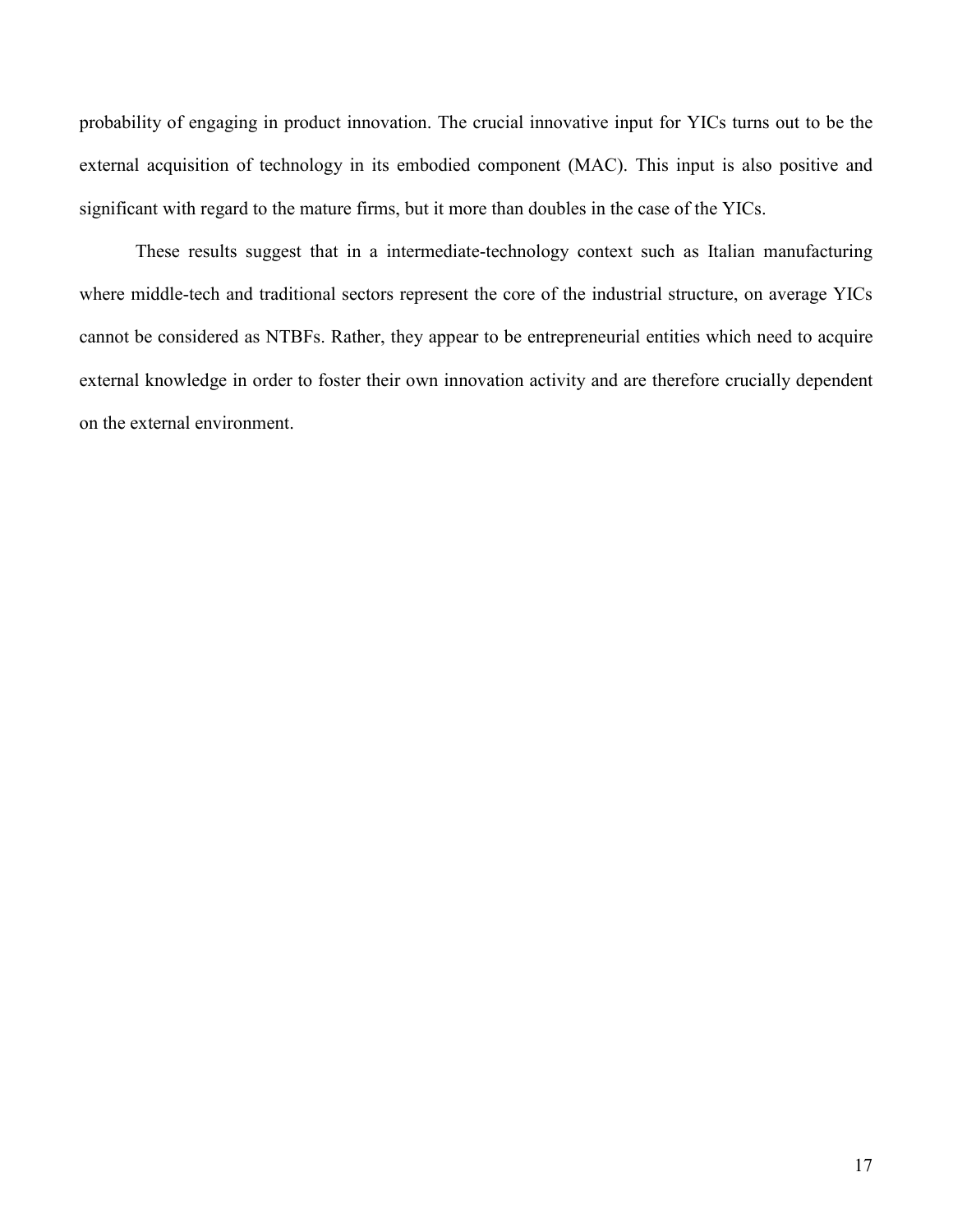probability of engaging in product innovation. The crucial innovative input for YICs turns out to be the external acquisition of technology in its embodied component (MAC). This input is also positive and significant with regard to the mature firms, but it more than doubles in the case of the YICs.

These results suggest that in a intermediate-technology context such as Italian manufacturing where middle-tech and traditional sectors represent the core of the industrial structure, on average YICs cannot be considered as NTBFs. Rather, they appear to be entrepreneurial entities which need to acquire external knowledge in order to foster their own innovation activity and are therefore crucially dependent on the external environment.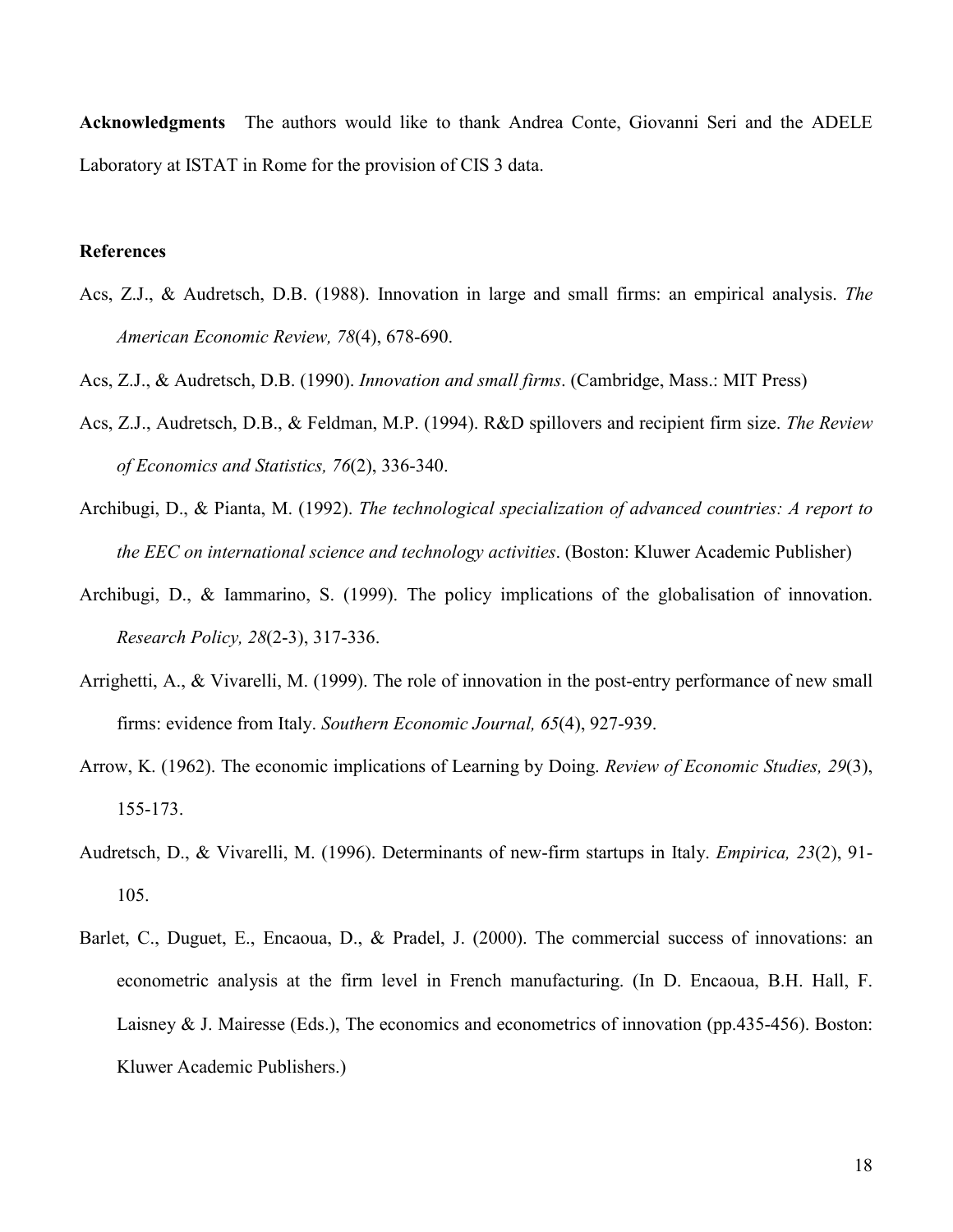**Acknowledgments** The authors would like to thank Andrea Conte, Giovanni Seri and the ADELE Laboratory at ISTAT in Rome for the provision of CIS 3 data.

**References**

Acs, Z.J., & Audretsch, D.B. (1988). Innovation in large and small firms: an empirical analysis. *The American Economic Review, 78*(4), 678-690.

Acs, Z.J., & Audretsch, D.B. (1990). *Innovation and small firms*. (Cambridge, Mass.: MIT Press)

Acs, Z.J., Audretsch, D.B., & Feldman, M.P. (1994). R&D spillovers and recipient firm size. *The Review of Economics and Statistics, 76*(2), 336-340.

Archibugi, D., & Pianta, M. (1992). *The technological specialization of advanced countries: A report to the EEC on international science and technology activities*. (Boston: Kluwer Academic Publisher)

Archibugi, D., & Iammarino, S. (1999). The policy implications of the globalisation of innovation. *Research Policy, 28*(2-3), 317-336.

Arrighetti, A., & Vivarelli, M. (1999). The role of innovation in the post-entry performance of new small firms: evidence from Italy. *Southern Economic Journal, 65*(4), 927-939.

Arrow, K. (1962). The economic implications of Learning by Doing. *Review of Economic Studies, 29*(3), 155-173.

Audretsch, D., & Vivarelli, M. (1996). Determinants of new-firm startups in Italy. *Empirica, 23*(2), 91-105.

Barlet, C., Duguet, E., Encaoua, D., & Pradel, J. (2000). The commercial success of innovations: an econometric analysis at the firm level in French manufacturing. (In D. Encaoua, B.H. Hall, F. Laisney & J. Mairesse (Eds.), The economics and econometrics of innovation (pp.435-456). Boston: Kluwer Academic Publishers.)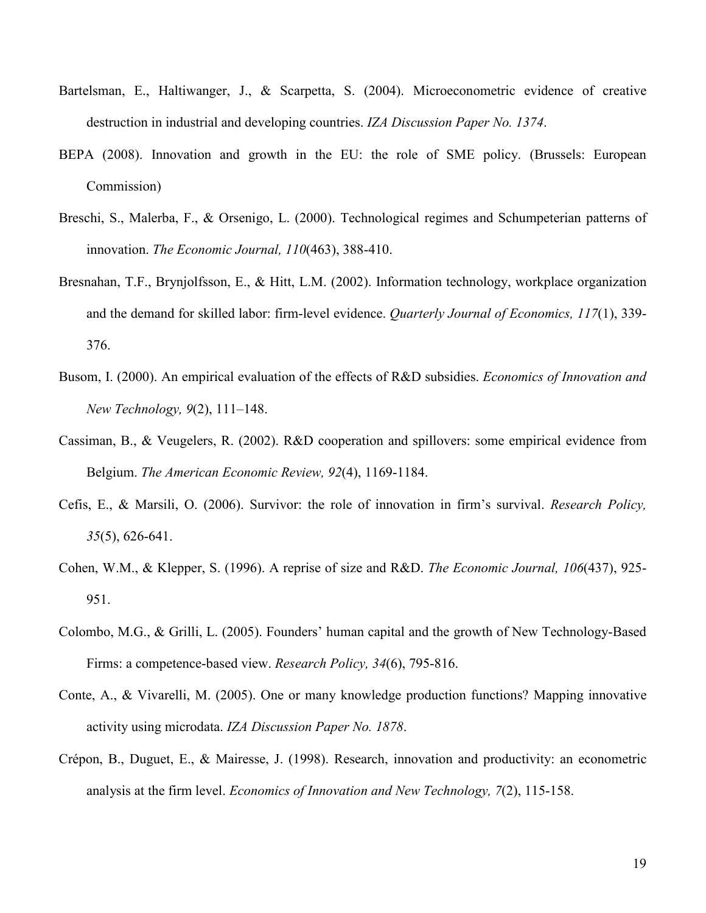Bartelsman, E., Haltiwanger, J., & Scarpetta, S. (2004). Microeconometric evidence of creative destruction in industrial and developing countries. *IZA Discussion Paper No. 1374*.

BEPA (2008). Innovation and growth in the EU: the role of SME policy. (Brussels: European Commission)

Breschi, S., Malerba, F., & Orsenigo, L. (2000). Technological regimes and Schumpeterian patterns of innovation. *The Economic Journal, 110*(463), 388-410.

Bresnahan, T.F., Brynjolfsson, E., & Hitt, L.M. (2002). Information technology, workplace organization and the demand for skilled labor: firm-level evidence. *Quarterly Journal of Economics, 117*(1), 339-376.

Busom, I. (2000). An empirical evaluation of the effects of R&D subsidies. *Economics of Innovation and New Technology, 9*(2), 111–148.

Cassiman, B., & Veugelers, R. (2002). R&D cooperation and spillovers: some empirical evidence from Belgium. *The American Economic Review, 92*(4), 1169-1184.

Cefis, E., & Marsili, O. (2006). Survivor: the role of innovation in firm's survival. *Research Policy, 35*(5), 626-641.

Cohen, W.M., & Klepper, S. (1996). A reprise of size and R&D. *The Economic Journal, 106*(437), 925-951.

Colombo, M.G., & Grilli, L. (2005). Founders' human capital and the growth of New Technology-Based Firms: a competence-based view. *Research Policy, 34*(6), 795-816.

Conte, A., & Vivarelli, M. (2005). One or many knowledge production functions? Mapping innovative activity using microdata. *IZA Discussion Paper No. 1878*.

Crépon, B., Duguet, E., & Mairesse, J. (1998). Research, innovation and productivity: an econometric analysis at the firm level. *Economics of Innovation and New Technology, 7*(2), 115-158.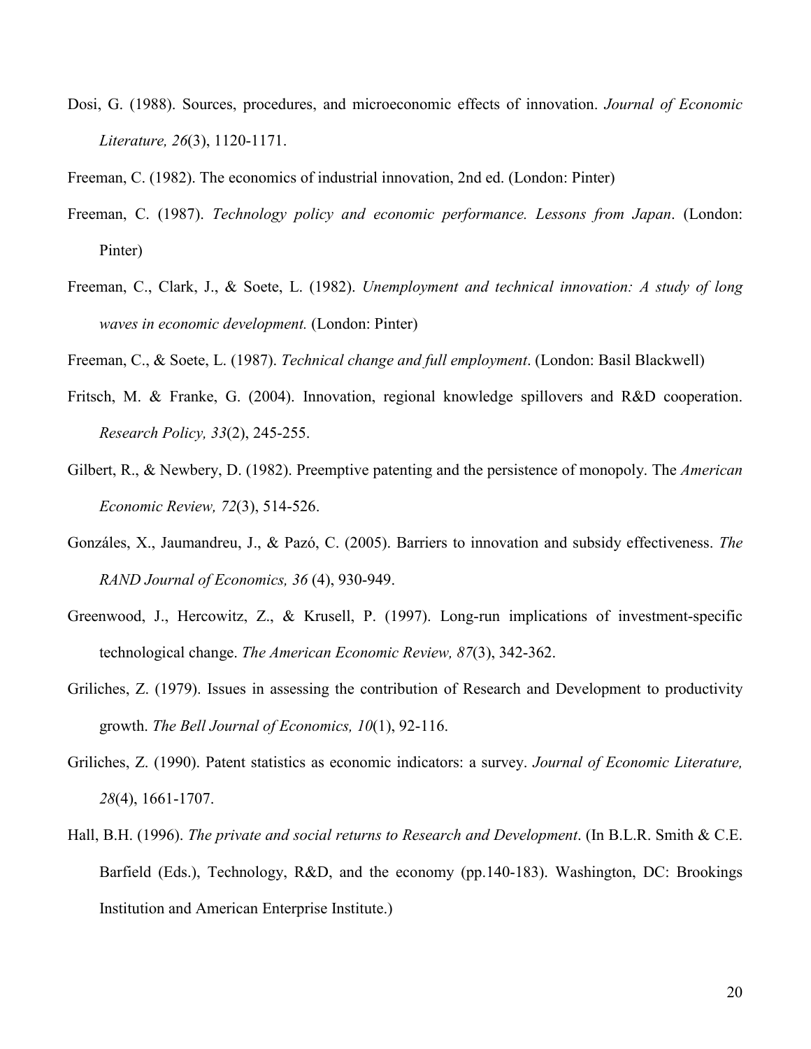Dosi, G. (1988). Sources, procedures, and microeconomic effects of innovation. *Journal of Economic Literature, 26*(3), 1120-1171.

Freeman, C. (1982). The economics of industrial innovation, 2nd ed. (London: Pinter)

Freeman, C. (1987). *Technology policy and economic performance. Lessons from Japan*. (London: Pinter)

Freeman, C., Clark, J., & Soete, L. (1982). *Unemployment and technical innovation: A study of long waves in economic development.* (London: Pinter)

Freeman, C., & Soete, L. (1987). *Technical change and full employment*. (London: Basil Blackwell)

Fritsch, M. & Franke, G. (2004). Innovation, regional knowledge spillovers and R&D cooperation. *Research Policy, 33*(2), 245-255.

Gilbert, R., & Newbery, D. (1982). Preemptive patenting and the persistence of monopoly. The *American Economic Review, 72*(3), 514-526.

Gonzáles, X., Jaumandreu, J., & Pazó, C. (2005). Barriers to innovation and subsidy effectiveness. *The RAND Journal of Economics, 36* (4), 930-949.

Greenwood, J., Hercowitz, Z., & Krusell, P. (1997). Long-run implications of investment-specific technological change. *The American Economic Review, 87*(3), 342-362.

Griliches, Z. (1979). Issues in assessing the contribution of Research and Development to productivity growth. *The Bell Journal of Economics, 10*(1), 92-116.

Griliches, Z. (1990). Patent statistics as economic indicators: a survey. *Journal of Economic Literature, 28*(4), 1661-1707.

Hall, B.H. (1996). *The private and social returns to Research and Development*. (In B.L.R. Smith & C.E. Barfield (Eds.), Technology, R&D, and the economy (pp.140-183). Washington, DC: Brookings Institution and American Enterprise Institute.)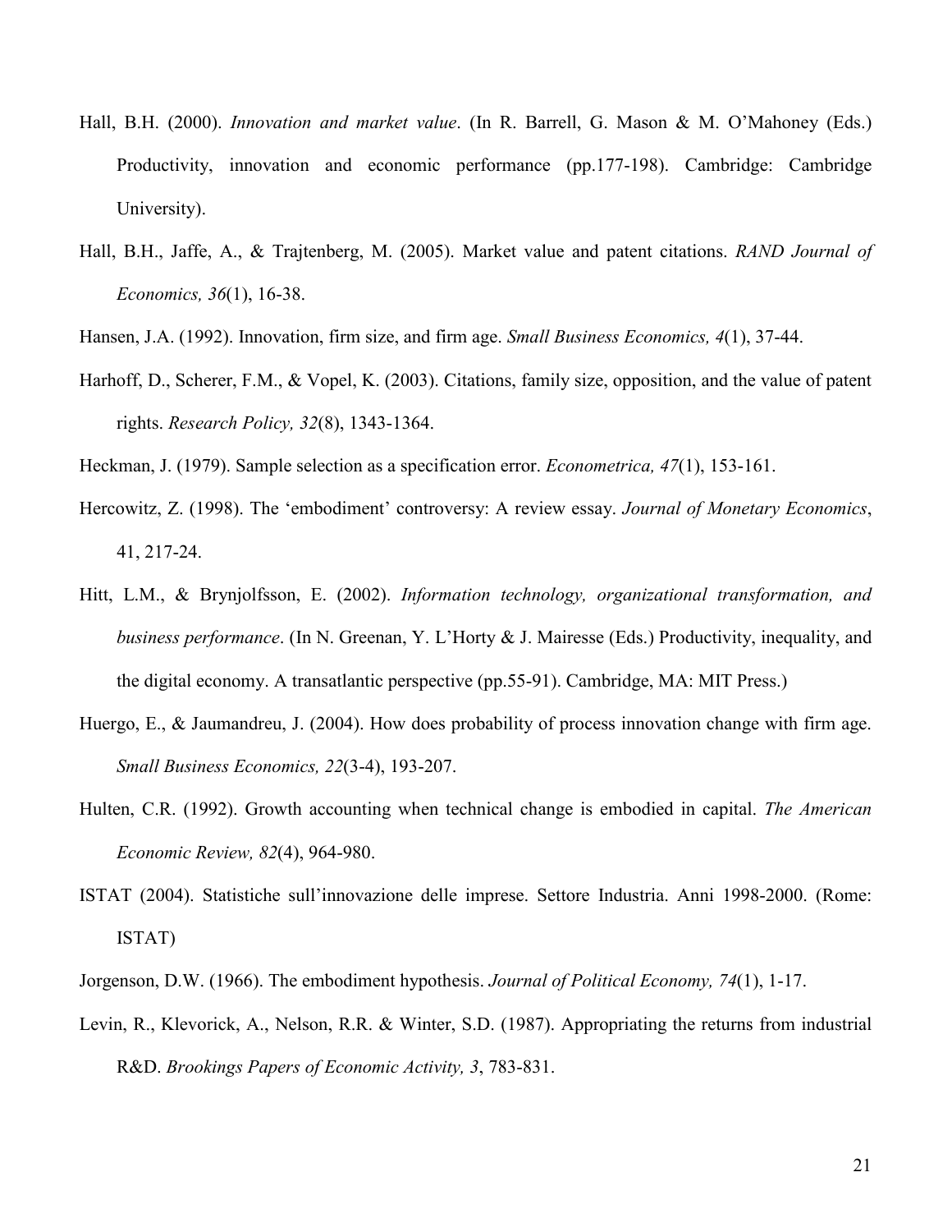Hall, B.H. (2000). *Innovation and market value*. (In R. Barrell, G. Mason & M. O'Mahoney (Eds.) Productivity, innovation and economic performance (pp.177-198). Cambridge: Cambridge University).

Hall, B.H., Jaffe, A., & Trajtenberg, M. (2005). Market value and patent citations. *RAND Journal of Economics, 36*(1), 16-38.

Hansen, J.A. (1992). Innovation, firm size, and firm age. *Small Business Economics, 4*(1), 37-44.

Harhoff, D., Scherer, F.M., & Vopel, K. (2003). Citations, family size, opposition, and the value of patent rights. *Research Policy, 32*(8), 1343-1364.

Heckman, J. (1979). Sample selection as a specification error. *Econometrica, 47*(1), 153-161.

Hercowitz, Z. (1998). The 'embodiment' controversy: A review essay. *Journal of Monetary Economics*, 41, 217-24.

Hitt, L.M., & Brynjolfsson, E. (2002). *Information technology, organizational transformation, and business performance*. (In N. Greenan, Y. L'Horty & J. Mairesse (Eds.) Productivity, inequality, and the digital economy. A transatlantic perspective (pp.55-91). Cambridge, MA: MIT Press.)

Huergo, E., & Jaumandreu, J. (2004). How does probability of process innovation change with firm age. *Small Business Economics, 22*(3-4), 193-207.

Hulten, C.R. (1992). Growth accounting when technical change is embodied in capital. *The American Economic Review, 82*(4), 964-980.

ISTAT (2004). Statistiche sull'innovazione delle imprese. Settore Industria. Anni 1998-2000. (Rome: ISTAT)

Jorgenson, D.W. (1966). The embodiment hypothesis. *Journal of Political Economy, 74*(1), 1-17.

Levin, R., Klevorick, A., Nelson, R.R. & Winter, S.D. (1987). Appropriating the returns from industrial R&D. *Brookings Papers of Economic Activity, 3*, 783-831.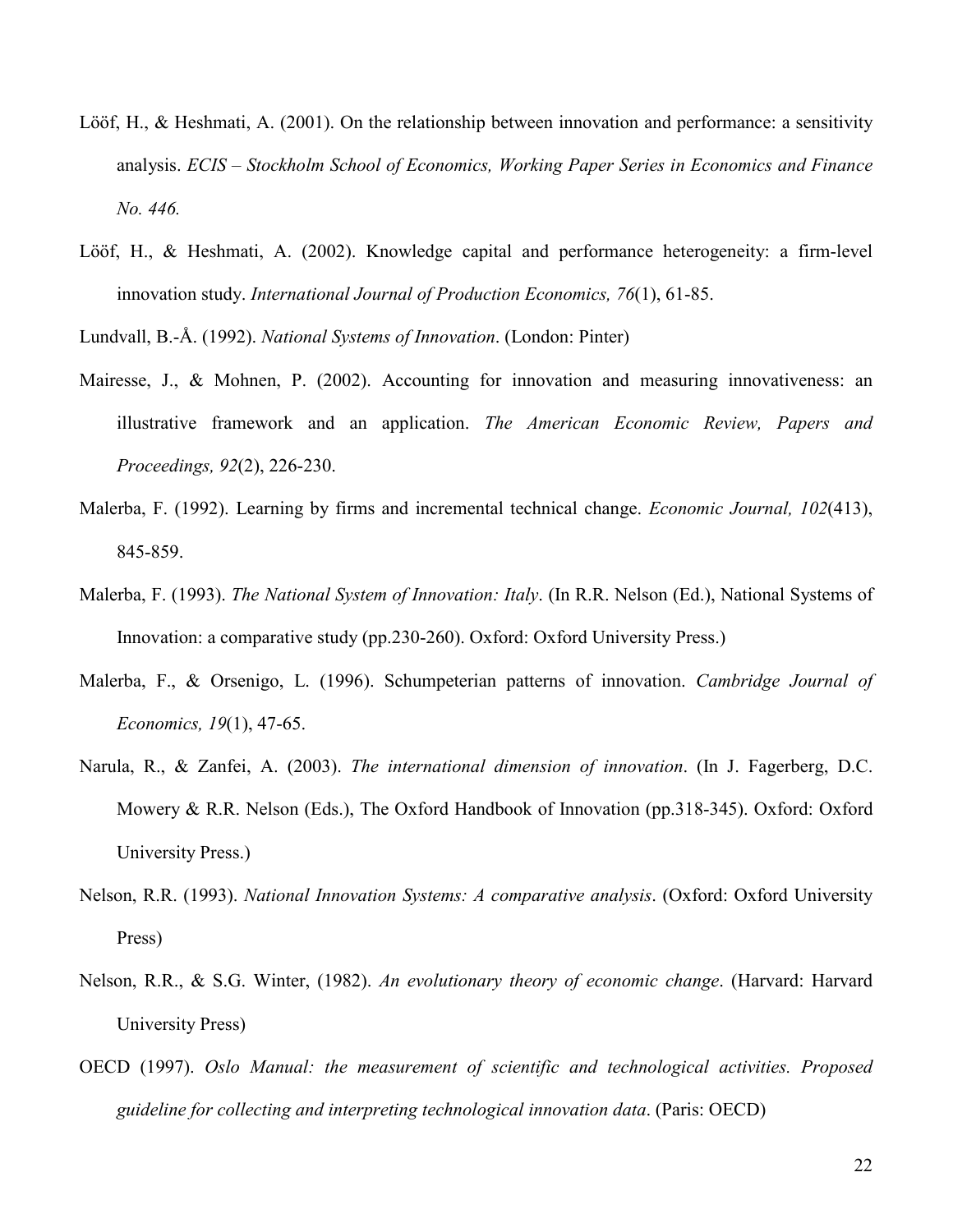Lööf, H., & Heshmati, A. (2001). On the relationship between innovation and performance: a sensitivity analysis. *ECIS – Stockholm School of Economics, Working Paper Series in Economics and Finance No. 446.*

Lööf, H., & Heshmati, A. (2002). Knowledge capital and performance heterogeneity: a firm-level innovation study. *International Journal of Production Economics, 76*(1), 61-85.

Lundvall, B.-Å. (1992). *National Systems of Innovation*. (London: Pinter)

Mairesse, J., & Mohnen, P. (2002). Accounting for innovation and measuring innovativeness: an illustrative framework and an application. *The American Economic Review, Papers and Proceedings, 92*(2), 226-230.

Malerba, F. (1992). Learning by firms and incremental technical change. *Economic Journal, 102*(413), 845-859.

Malerba, F. (1993). *The National System of Innovation: Italy*. (In R.R. Nelson (Ed.), National Systems of Innovation: a comparative study (pp.230-260). Oxford: Oxford University Press.)

Malerba, F., & Orsenigo, L. (1996). Schumpeterian patterns of innovation. *Cambridge Journal of Economics, 19*(1), 47-65.

Narula, R., & Zanfei, A. (2003). *The international dimension of innovation*. (In J. Fagerberg, D.C. Mowery & R.R. Nelson (Eds.), The Oxford Handbook of Innovation (pp.318-345). Oxford: Oxford University Press.)

Nelson, R.R. (1993). *National Innovation Systems: A comparative analysis*. (Oxford: Oxford University Press)

Nelson, R.R., & S.G. Winter, (1982). *An evolutionary theory of economic change*. (Harvard: Harvard University Press)

OECD (1997). *Oslo Manual: the measurement of scientific and technological activities. Proposed guideline for collecting and interpreting technological innovation data*. (Paris: OECD)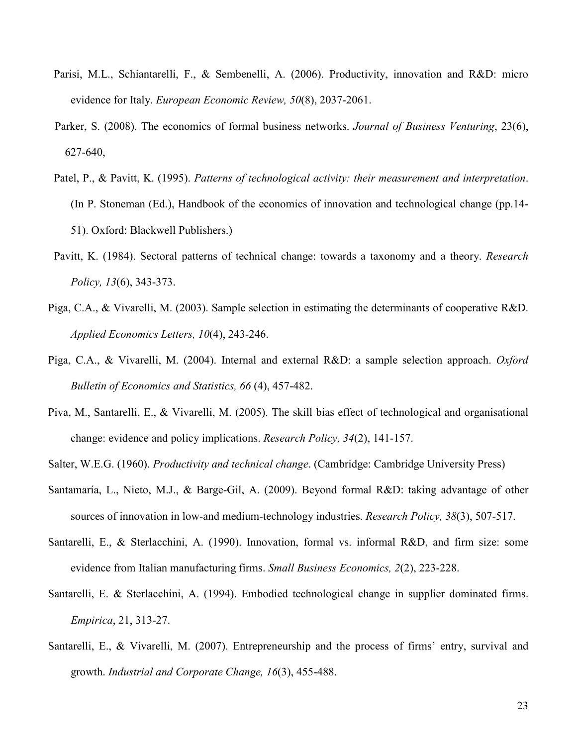Parisi, M.L., Schiantarelli, F., & Sembenelli, A. (2006). Productivity, innovation and R&D: micro evidence for Italy. *European Economic Review, 50*(8), 2037-2061.

Parker, S. (2008). The economics of formal business networks. *Journal of Business Venturing*, 23(6), 627-640,

Patel, P., & Pavitt, K. (1995). *Patterns of technological activity: their measurement and interpretation*. (In P. Stoneman (Ed.), Handbook of the economics of innovation and technological change (pp.14-51). Oxford: Blackwell Publishers.)

Pavitt, K. (1984). Sectoral patterns of technical change: towards a taxonomy and a theory. *Research Policy, 13*(6), 343-373.

Piga, C.A., & Vivarelli, M. (2003). Sample selection in estimating the determinants of cooperative R&D. *Applied Economics Letters, 10*(4), 243-246.

Piga, C.A., & Vivarelli, M. (2004). Internal and external R&D: a sample selection approach. *Oxford Bulletin of Economics and Statistics, 66* (4), 457-482.

Piva, M., Santarelli, E., & Vivarelli, M. (2005). The skill bias effect of technological and organisational change: evidence and policy implications. *Research Policy, 34*(2), 141-157.

Salter, W.E.G. (1960). *Productivity and technical change*. (Cambridge: Cambridge University Press)

Santamaría, L., Nieto, M.J., & Barge-Gil, A. (2009). Beyond formal R&D: taking advantage of other sources of innovation in low-and medium-technology industries. *Research Policy, 38*(3), 507-517.

Santarelli, E., & Sterlacchini, A. (1990). Innovation, formal vs. informal R&D, and firm size: some evidence from Italian manufacturing firms. *Small Business Economics, 2*(2), 223-228.

Santarelli, E. & Sterlacchini, A. (1994). Embodied technological change in supplier dominated firms. *Empirica*, 21, 313-27.

Santarelli, E., & Vivarelli, M. (2007). Entrepreneurship and the process of firms' entry, survival and growth. *Industrial and Corporate Change, 16*(3), 455-488.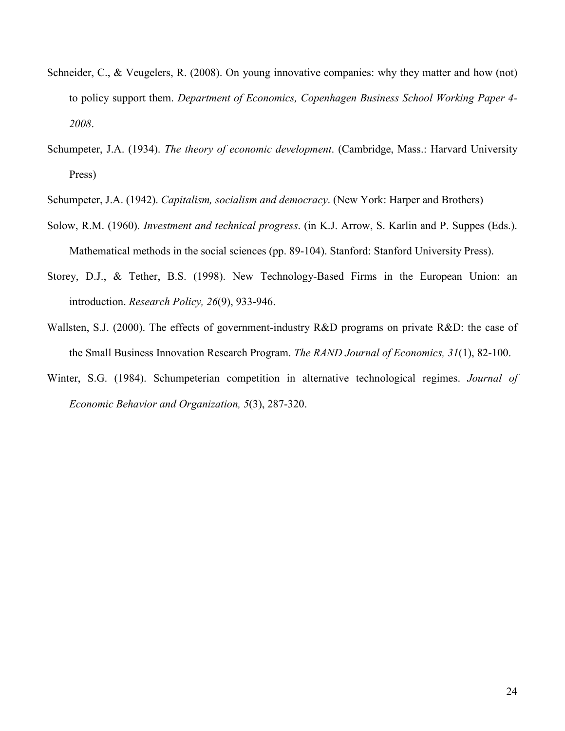Schneider, C., & Veugelers, R. (2008). On young innovative companies: why they matter and how (not) to policy support them. *Department of Economics, Copenhagen Business School Working Paper 4-2008*.

Schumpeter, J.A. (1934). *The theory of economic development*. (Cambridge, Mass.: Harvard University Press)

Schumpeter, J.A. (1942). *Capitalism, socialism and democracy*. (New York: Harper and Brothers)

Solow, R.M. (1960). *Investment and technical progress*. (in K.J. Arrow, S. Karlin and P. Suppes (Eds.). Mathematical methods in the social sciences (pp. 89-104). Stanford: Stanford University Press).

Storey, D.J., & Tether, B.S. (1998). New Technology-Based Firms in the European Union: an introduction. *Research Policy, 26*(9), 933-946.

Wallsten, S.J. (2000). The effects of government-industry R&D programs on private R&D: the case of the Small Business Innovation Research Program. *The RAND Journal of Economics, 31*(1), 82-100.

Winter, S.G. (1984). Schumpeterian competition in alternative technological regimes. *Journal of Economic Behavior and Organization, 5*(3), 287-320.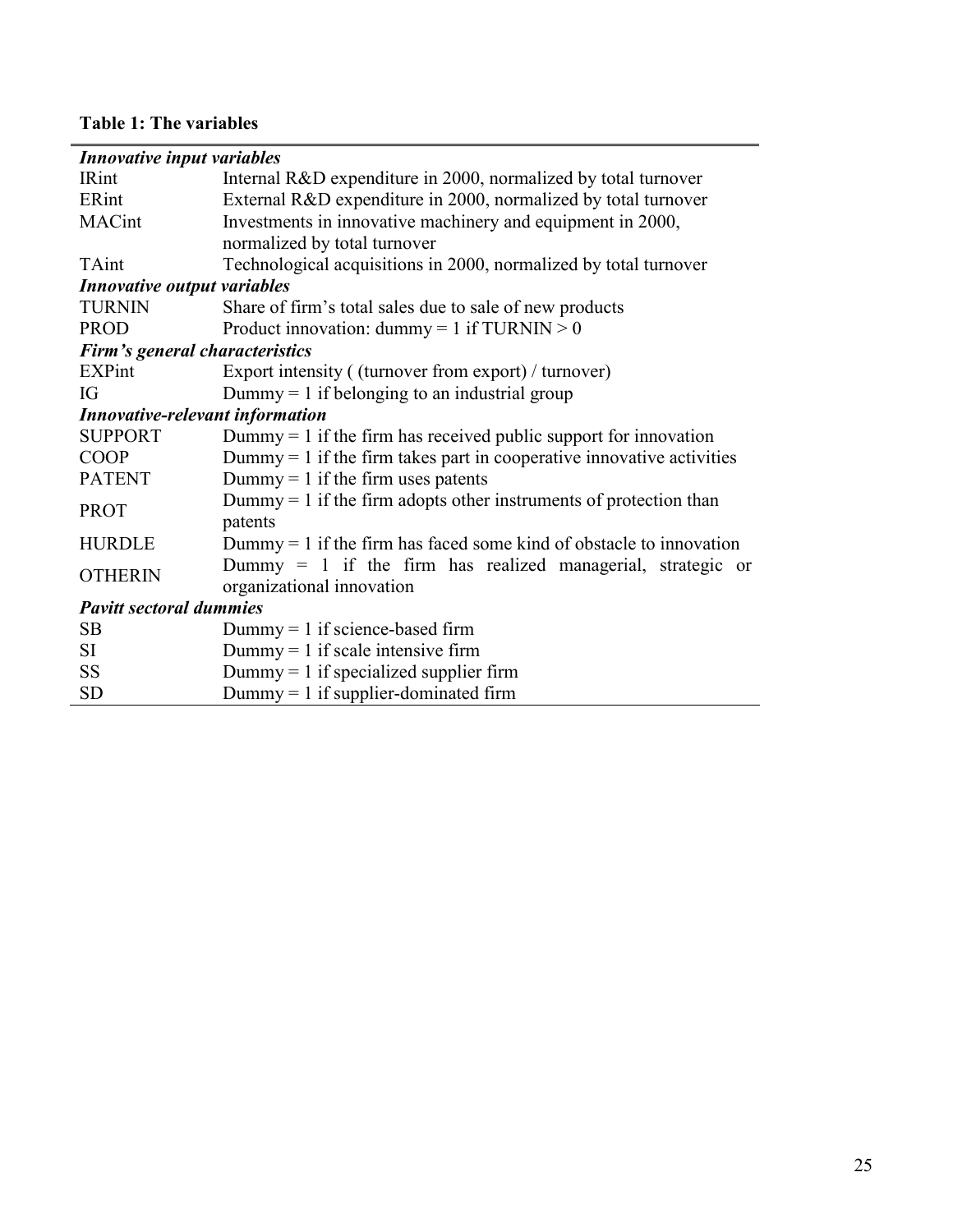**Table 1: The variables**

| | |
|---|---|
| ***Innovative input variables*** | |
| IRint | Internal R&D expenditure in 2000, normalized by total turnover |
| ERint | External R&D expenditure in 2000, normalized by total turnover |
| MACint | Investments in innovative machinery and equipment in 2000, normalized by total turnover |
| TAint | Technological acquisitions in 2000, normalized by total turnover |
| ***Innovative output variables*** | |
| TURNIN | Share of firm's total sales due to sale of new products |
| PROD | Product innovation: dummy = 1 if TURNIN > 0 |
| ***Firm's general characteristics*** | |
| EXPint | Export intensity ( (turnover from export) / turnover) |
| IG | Dummy = 1 if belonging to an industrial group |
| ***Innovative-relevant information*** | |
| SUPPORT | Dummy = 1 if the firm has received public support for innovation |
| COOP | Dummy = 1 if the firm takes part in cooperative innovative activities |
| PATENT | Dummy = 1 if the firm uses patents |
| PROT | Dummy = 1 if the firm adopts other instruments of protection than patents |
| HURDLE | Dummy = 1 if the firm has faced some kind of obstacle to innovation |
| OTHERIN | Dummy = 1 if the firm has realized managerial, strategic or organizational innovation |
| ***Pavitt sectoral dummies*** | |
| SB | Dummy = 1 if science-based firm |
| SI | Dummy = 1 if scale intensive firm |
| SS | Dummy = 1 if specialized supplier firm |
| SD | Dummy = 1 if supplier-dominated firm |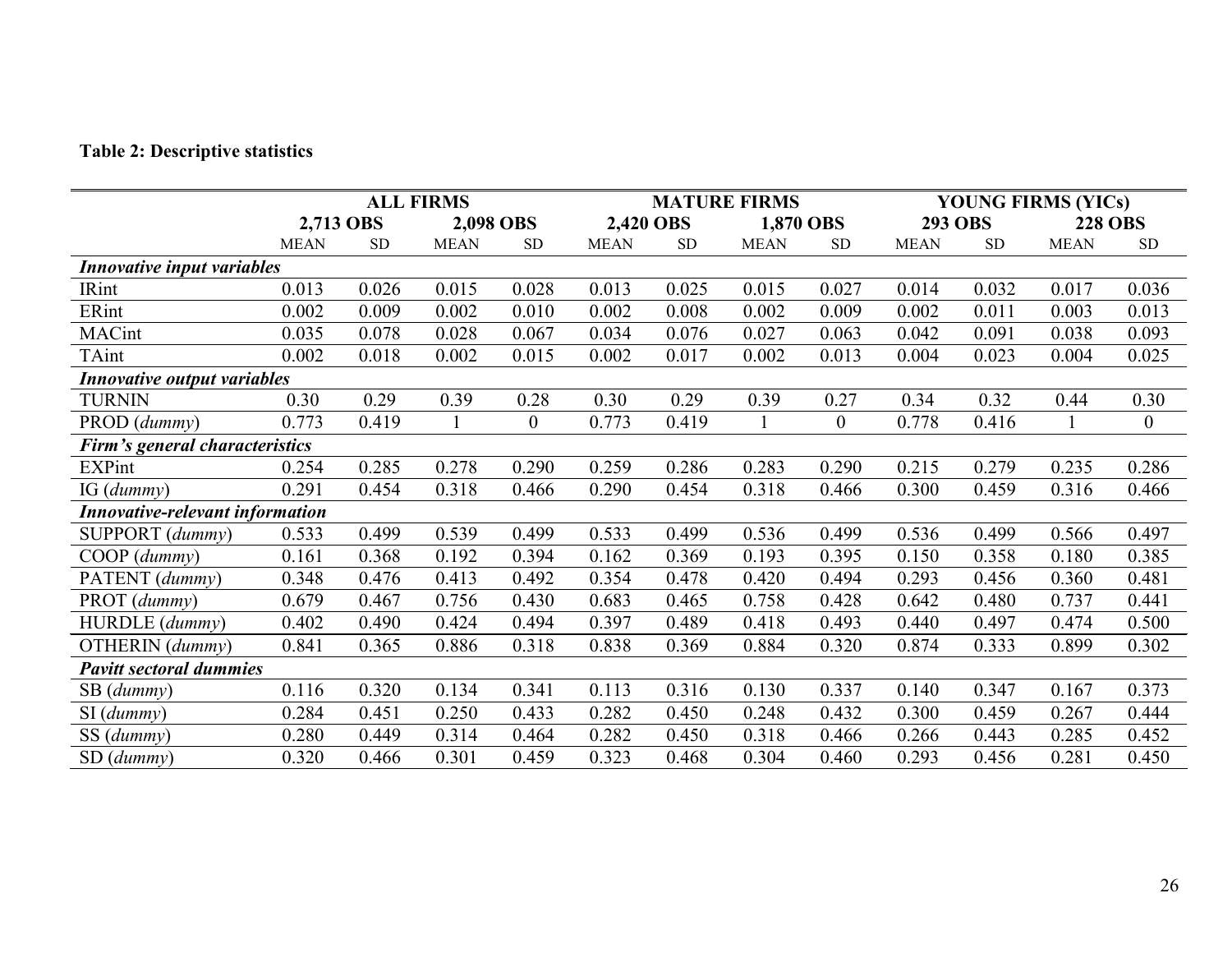**Table 2: Descriptive statistics**

| | ALL FIRMS | | | | MATURE FIRMS | | | | YOUNG FIRMS (YICs) | | | |
|---|---|---|---|---|---|---|---|---|---|---|---|---|
| | 2,713 OBS | | 2,098 OBS | | 2,420 OBS | | 1,870 OBS | | 293 OBS | | 228 OBS | |
| | MEAN | SD | MEAN | SD | MEAN | SD | MEAN | SD | MEAN | SD | MEAN | SD |
| ***Innovative input variables*** | | | | | | | | | | | | |
| IRint | 0.013 | 0.026 | 0.015 | 0.028 | 0.013 | 0.025 | 0.015 | 0.027 | 0.014 | 0.032 | 0.017 | 0.036 |
| ERint | 0.002 | 0.009 | 0.002 | 0.010 | 0.002 | 0.008 | 0.002 | 0.009 | 0.002 | 0.011 | 0.003 | 0.013 |
| MACint | 0.035 | 0.078 | 0.028 | 0.067 | 0.034 | 0.076 | 0.027 | 0.063 | 0.042 | 0.091 | 0.038 | 0.093 |
| TAint | 0.002 | 0.018 | 0.002 | 0.015 | 0.002 | 0.017 | 0.002 | 0.013 | 0.004 | 0.023 | 0.004 | 0.025 |
| ***Innovative output variables*** | | | | | | | | | | | | |
| TURNIN | 0.30 | 0.29 | 0.39 | 0.28 | 0.30 | 0.29 | 0.39 | 0.27 | 0.34 | 0.32 | 0.44 | 0.30 |
| PROD (*dummy*) | 0.773 | 0.419 | 1 | 0 | 0.773 | 0.419 | 1 | 0 | 0.778 | 0.416 | 1 | 0 |
| ***Firm's general characteristics*** | | | | | | | | | | | | |
| EXPint | 0.254 | 0.285 | 0.278 | 0.290 | 0.259 | 0.286 | 0.283 | 0.290 | 0.215 | 0.279 | 0.235 | 0.286 |
| IG (*dummy*) | 0.291 | 0.454 | 0.318 | 0.466 | 0.290 | 0.454 | 0.318 | 0.466 | 0.300 | 0.459 | 0.316 | 0.466 |
| ***Innovative-relevant information*** | | | | | | | | | | | | |
| SUPPORT (*dummy*) | 0.533 | 0.499 | 0.539 | 0.499 | 0.533 | 0.499 | 0.536 | 0.499 | 0.536 | 0.499 | 0.566 | 0.497 |
| COOP (*dummy*) | 0.161 | 0.368 | 0.192 | 0.394 | 0.162 | 0.369 | 0.193 | 0.395 | 0.150 | 0.358 | 0.180 | 0.385 |
| PATENT (*dummy*) | 0.348 | 0.476 | 0.413 | 0.492 | 0.354 | 0.478 | 0.420 | 0.494 | 0.293 | 0.456 | 0.360 | 0.481 |
| PROT (*dummy*) | 0.679 | 0.467 | 0.756 | 0.430 | 0.683 | 0.465 | 0.758 | 0.428 | 0.642 | 0.480 | 0.737 | 0.441 |
| HURDLE (*dummy*) | 0.402 | 0.490 | 0.424 | 0.494 | 0.397 | 0.489 | 0.418 | 0.493 | 0.440 | 0.497 | 0.474 | 0.500 |
| OTHERIN (*dummy*) | 0.841 | 0.365 | 0.886 | 0.318 | 0.838 | 0.369 | 0.884 | 0.320 | 0.874 | 0.333 | 0.899 | 0.302 |
| ***Pavitt sectoral dummies*** | | | | | | | | | | | | |
| SB (*dummy*) | 0.116 | 0.320 | 0.134 | 0.341 | 0.113 | 0.316 | 0.130 | 0.337 | 0.140 | 0.347 | 0.167 | 0.373 |
| SI (*dummy*) | 0.284 | 0.451 | 0.250 | 0.433 | 0.282 | 0.450 | 0.248 | 0.432 | 0.300 | 0.459 | 0.267 | 0.444 |
| SS (*dummy*) | 0.280 | 0.449 | 0.314 | 0.464 | 0.282 | 0.450 | 0.318 | 0.466 | 0.266 | 0.443 | 0.285 | 0.452 |
| SD (*dummy*) | 0.320 | 0.466 | 0.301 | 0.459 | 0.323 | 0.468 | 0.304 | 0.460 | 0.293 | 0.456 | 0.281 | 0.450 |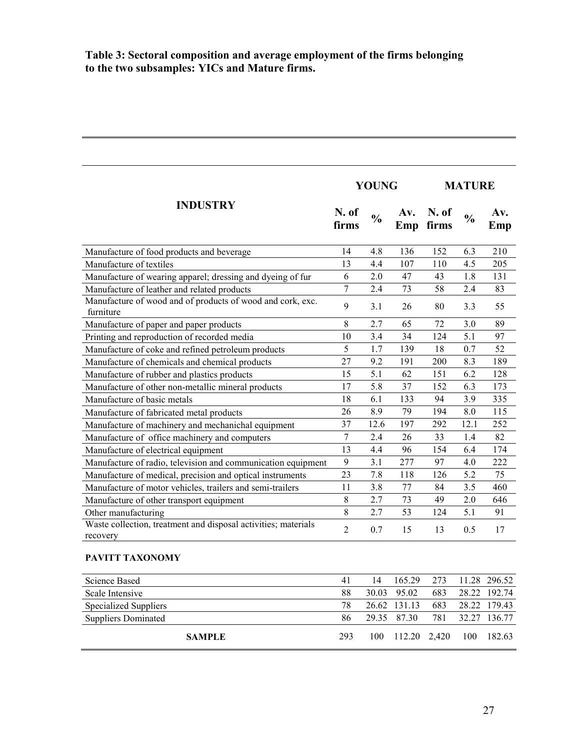**Table 3: Sectoral composition and average employment of the firms belonging to the two subsamples: YICs and Mature firms.**

| INDUSTRY | YOUNG | | | MATURE | | |
|---|---|---|---|---|---|---|
| | N. of firms | % | Av. Emp | N. of firms | % | Av. Emp |
| Manufacture of food products and beverage | 14 | 4.8 | 136 | 152 | 6.3 | 210 |
| Manufacture of textiles | 13 | 4.4 | 107 | 110 | 4.5 | 205 |
| Manufacture of wearing apparel; dressing and dyeing of fur | 6 | 2.0 | 47 | 43 | 1.8 | 131 |
| Manufacture of leather and related products | 7 | 2.4 | 73 | 58 | 2.4 | 83 |
| Manufacture of wood and of products of wood and cork, exc. furniture | 9 | 3.1 | 26 | 80 | 3.3 | 55 |
| Manufacture of paper and paper products | 8 | 2.7 | 65 | 72 | 3.0 | 89 |
| Printing and reproduction of recorded media | 10 | 3.4 | 34 | 124 | 5.1 | 97 |
| Manufacture of coke and refined petroleum products | 5 | 1.7 | 139 | 18 | 0.7 | 52 |
| Manufacture of chemicals and chemical products | 27 | 9.2 | 191 | 200 | 8.3 | 189 |
| Manufacture of rubber and plastics products | 15 | 5.1 | 62 | 151 | 6.2 | 128 |
| Manufacture of other non-metallic mineral products | 17 | 5.8 | 37 | 152 | 6.3 | 173 |
| Manufacture of basic metals | 18 | 6.1 | 133 | 94 | 3.9 | 335 |
| Manufacture of fabricated metal products | 26 | 8.9 | 79 | 194 | 8.0 | 115 |
| Manufacture of machinery and mechanichal equipment | 37 | 12.6 | 197 | 292 | 12.1 | 252 |
| Manufacture of office machinery and computers | 7 | 2.4 | 26 | 33 | 1.4 | 82 |
| Manufacture of electrical equipment | 13 | 4.4 | 96 | 154 | 6.4 | 174 |
| Manufacture of radio, television and communication equipment | 9 | 3.1 | 277 | 97 | 4.0 | 222 |
| Manufacture of medical, precision and optical instruments | 23 | 7.8 | 118 | 126 | 5.2 | 75 |
| Manufacture of motor vehicles, trailers and semi-trailers | 11 | 3.8 | 77 | 84 | 3.5 | 460 |
| Manufacture of other transport equipment | 8 | 2.7 | 73 | 49 | 2.0 | 646 |
| Other manufacturing | 8 | 2.7 | 53 | 124 | 5.1 | 91 |
| Waste collection, treatment and disposal activities; materials recovery | 2 | 0.7 | 15 | 13 | 0.5 | 17 |
| **PAVITT TAXONOMY** | | | | | | |
| Science Based | 41 | 14 | 165.29 | 273 | 11.28 | 296.52 |
| Scale Intensive | 88 | 30.03 | 95.02 | 683 | 28.22 | 192.74 |
| Specialized Suppliers | 78 | 26.62 | 131.13 | 683 | 28.22 | 179.43 |
| Suppliers Dominated | 86 | 29.35 | 87.30 | 781 | 32.27 | 136.77 |
| **SAMPLE** | 293 | 100 | 112.20 | 2,420 | 100 | 182.63 |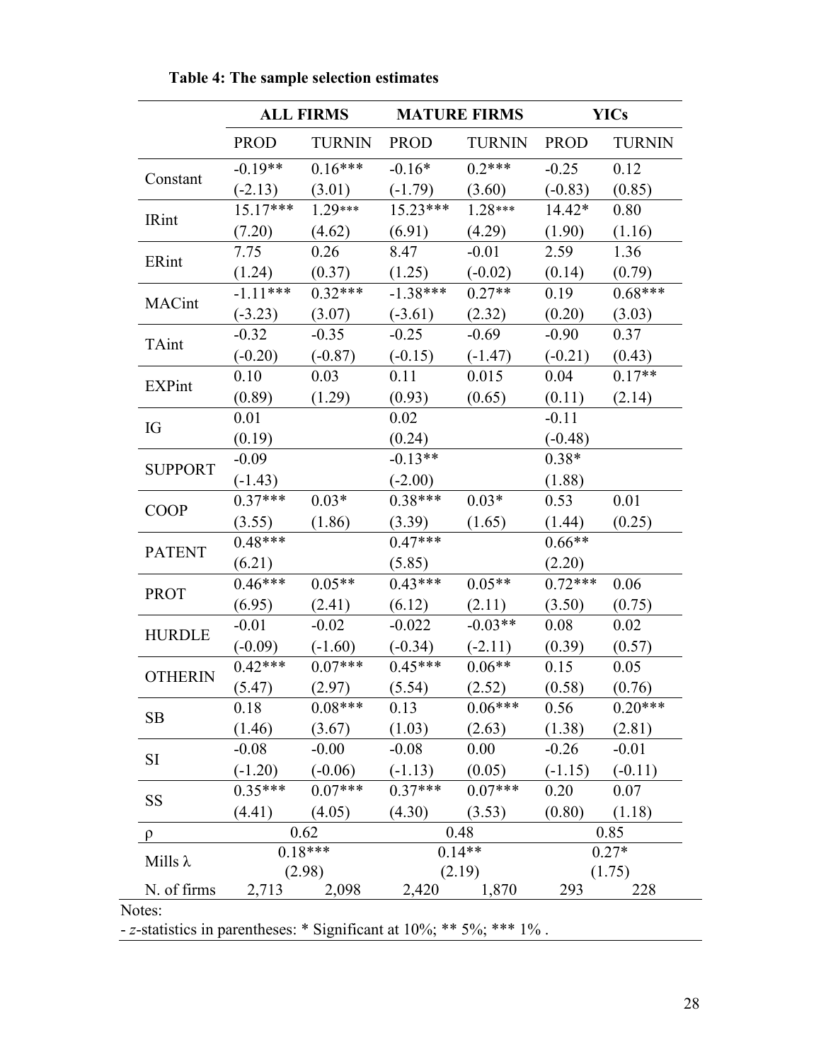**Table 4: The sample selection estimates**

| | ALL FIRMS | | MATURE FIRMS | | YICs | |
|---|---|---|---|---|---|---|
| | PROD | TURNIN | PROD | TURNIN | PROD | TURNIN |
| Constant | -0.19** | 0.16*** | -0.16* | 0.2*** | -0.25 | 0.12 |
| | (-2.13) | (3.01) | (-1.79) | (3.60) | (-0.83) | (0.85) |
| IRint | 15.17*** | 1.29*** | 15.23*** | 1.28*** | 14.42* | 0.80 |
| | (7.20) | (4.62) | (6.91) | (4.29) | (1.90) | (1.16) |
| ERint | 7.75 | 0.26 | 8.47 | -0.01 | 2.59 | 1.36 |
| | (1.24) | (0.37) | (1.25) | (-0.02) | (0.14) | (0.79) |
| MACint | -1.11*** | 0.32*** | -1.38*** | 0.27** | 0.19 | 0.68*** |
| | (-3.23) | (3.07) | (-3.61) | (2.32) | (0.20) | (3.03) |
| TAint | -0.32 | -0.35 | -0.25 | -0.69 | -0.90 | 0.37 |
| | (-0.20) | (-0.87) | (-0.15) | (-1.47) | (-0.21) | (0.43) |
| EXPint | 0.10 | 0.03 | 0.11 | 0.015 | 0.04 | 0.17** |
| | (0.89) | (1.29) | (0.93) | (0.65) | (0.11) | (2.14) |
| IG | 0.01 | | 0.02 | | -0.11 | |
| | (0.19) | | (0.24) | | (-0.48) | |
| SUPPORT | -0.09 | | -0.13** | | 0.38* | |
| | (-1.43) | | (-2.00) | | (1.88) | |
| COOP | 0.37*** | 0.03* | 0.38*** | 0.03* | 0.53 | 0.01 |
| | (3.55) | (1.86) | (3.39) | (1.65) | (1.44) | (0.25) |
| PATENT | 0.48*** | | 0.47*** | | 0.66** | |
| | (6.21) | | (5.85) | | (2.20) | |
| PROT | 0.46*** | 0.05** | 0.43*** | 0.05** | 0.72*** | 0.06 |
| | (6.95) | (2.41) | (6.12) | (2.11) | (3.50) | (0.75) |
| HURDLE | -0.01 | -0.02 | -0.022 | -0.03** | 0.08 | 0.02 |
| | (-0.09) | (-1.60) | (-0.34) | (-2.11) | (0.39) | (0.57) |
| OTHERIN | 0.42*** | 0.07*** | 0.45*** | 0.06** | 0.15 | 0.05 |
| | (5.47) | (2.97) | (5.54) | (2.52) | (0.58) | (0.76) |
| SB | 0.18 | 0.08*** | 0.13 | 0.06*** | 0.56 | 0.20*** |
| | (1.46) | (3.67) | (1.03) | (2.63) | (1.38) | (2.81) |
| SI | -0.08 | -0.00 | -0.08 | 0.00 | -0.26 | -0.01 |
| | (-1.20) | (-0.06) | (-1.13) | (0.05) | (-1.15) | (-0.11) |
| SS | 0.35*** | 0.07*** | 0.37*** | 0.07*** | 0.20 | 0.07 |
| | (4.41) | (4.05) | (4.30) | (3.53) | (0.80) | (1.18) |
| $\rho$ | 0.62 | | 0.48 | | 0.85 | |
| Mills $\lambda$ | 0.18*** | | 0.14** | | 0.27* | |
| | (2.98) | | (2.19) | | (1.75) | |
| N. of firms | 2,713 | 2,098 | 2,420 | 1,870 | 293 | 228 |

Notes:
- *z*-statistics in parentheses: * Significant at 10%; ** 5%; *** 1% .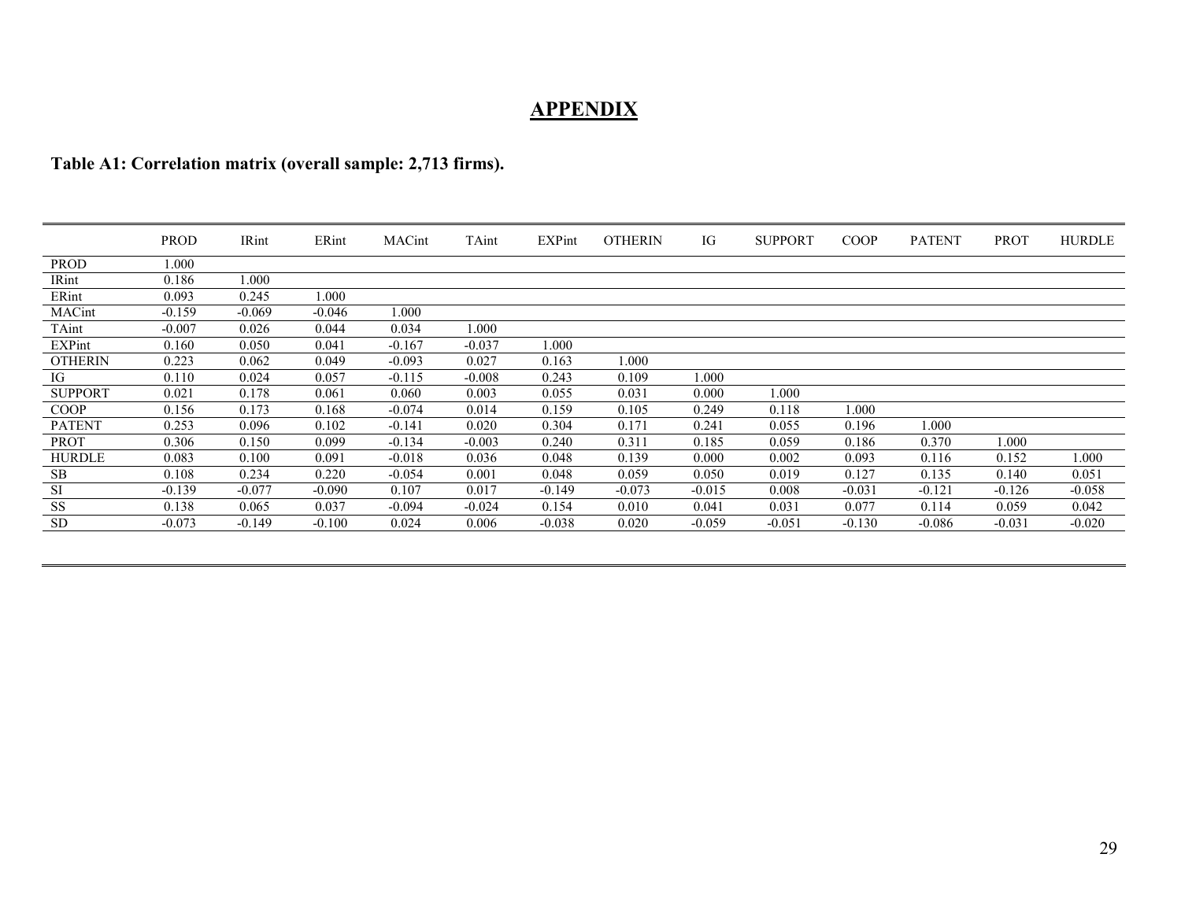# APPENDIX

**Table A1: Correlation matrix (overall sample: 2,713 firms).**

| | PROD | IRint | ERint | MACint | TAint | EXPint | OTHERIN | IG | SUPPORT | COOP | PATENT | PROT | HURDLE |
|---|---|---|---|---|---|---|---|---|---|---|---|---|---|
| PROD | 1.000 | | | | | | | | | | | | |
| IRint | 0.186 | 1.000 | | | | | | | | | | | |
| ERint | 0.093 | 0.245 | 1.000 | | | | | | | | | | |
| MACint | -0.159 | -0.069 | -0.046 | 1.000 | | | | | | | | | |
| TAint | -0.007 | 0.026 | 0.044 | 0.034 | 1.000 | | | | | | | | |
| EXPint | 0.160 | 0.050 | 0.041 | -0.167 | -0.037 | 1.000 | | | | | | | |
| OTHERIN | 0.223 | 0.062 | 0.049 | -0.093 | 0.027 | 0.163 | 1.000 | | | | | | |
| IG | 0.110 | 0.024 | 0.057 | -0.115 | -0.008 | 0.243 | 0.109 | 1.000 | | | | | |
| SUPPORT | 0.021 | 0.178 | 0.061 | 0.060 | 0.003 | 0.055 | 0.031 | 0.000 | 1.000 | | | | |
| COOP | 0.156 | 0.173 | 0.168 | -0.074 | 0.014 | 0.159 | 0.105 | 0.249 | 0.118 | 1.000 | | | |
| PATENT | 0.253 | 0.096 | 0.102 | -0.141 | 0.020 | 0.304 | 0.171 | 0.241 | 0.055 | 0.196 | 1.000 | | |
| PROT | 0.306 | 0.150 | 0.099 | -0.134 | -0.003 | 0.240 | 0.311 | 0.185 | 0.059 | 0.186 | 0.370 | 1.000 | |
| HURDLE | 0.083 | 0.100 | 0.091 | -0.018 | 0.036 | 0.048 | 0.139 | 0.000 | 0.002 | 0.093 | 0.116 | 0.152 | 1.000 |
| SB | 0.108 | 0.234 | 0.220 | -0.054 | 0.001 | 0.048 | 0.059 | 0.050 | 0.019 | 0.127 | 0.135 | 0.140 | 0.051 |
| SI | -0.139 | -0.077 | -0.090 | 0.107 | 0.017 | -0.149 | -0.073 | -0.015 | 0.008 | -0.031 | -0.121 | -0.126 | -0.058 |
| SS | 0.138 | 0.065 | 0.037 | -0.094 | -0.024 | 0.154 | 0.010 | 0.041 | 0.031 | 0.077 | 0.114 | 0.059 | 0.042 |
| SD | -0.073 | -0.149 | -0.100 | 0.024 | 0.006 | -0.038 | 0.020 | -0.059 | -0.051 | -0.130 | -0.086 | -0.031 | -0.020 |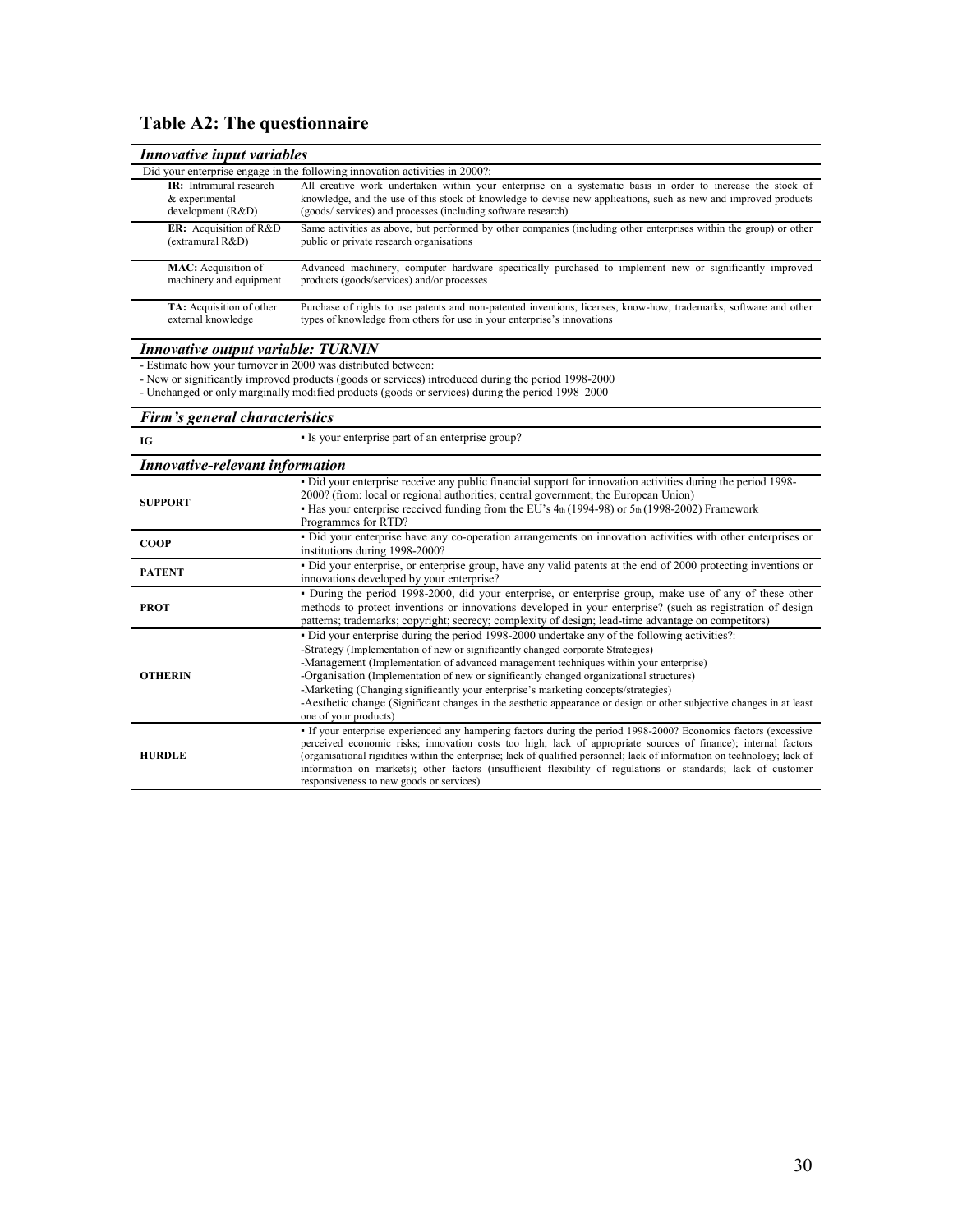## Table A2: The questionnaire

| ***Innovative input variables*** | |
|---|---|
| Did your enterprise engage in the following innovation activities in 2000?: | |
| **IR:** Intramural research & experimental development (R&D) | All creative work undertaken within your enterprise on a systematic basis in order to increase the stock of knowledge, and the use of this stock of knowledge to devise new applications, such as new and improved products (goods/ services) and processes (including software research) |
| **ER:** Acquisition of R&D (extramural R&D) | Same activities as above, but performed by other companies (including other enterprises within the group) or other public or private research organisations |
| **MAC:** Acquisition of machinery and equipment | Advanced machinery, computer hardware specifically purchased to implement new or significantly improved products (goods/services) and/or processes |
| **TA:** Acquisition of other external knowledge | Purchase of rights to use patents and non-patented inventions, licenses, know-how, trademarks, software and other types of knowledge from others for use in your enterprise's innovations |
| ***Innovative output variable: TURNIN*** | |
| - Estimate how your turnover in 2000 was distributed between:<br>- New or significantly improved products (goods or services) introduced during the period 1998-2000<br>- Unchanged or only marginally modified products (goods or services) during the period 1998–2000 | |
| ***Firm's general characteristics*** | |
| **IG** | ▪ Is your enterprise part of an enterprise group? |
| ***Innovative-relevant information*** | |
| **SUPPORT** | ▪ Did your enterprise receive any public financial support for innovation activities during the period 1998-2000? (from: local or regional authorities; central government; the European Union)<br>▪ Has your enterprise received funding from the EU's 4th (1994-98) or 5th (1998-2002) Framework Programmes for RTD? |
| **COOP** | ▪ Did your enterprise have any co-operation arrangements on innovation activities with other enterprises or institutions during 1998-2000? |
| **PATENT** | ▪ Did your enterprise, or enterprise group, have any valid patents at the end of 2000 protecting inventions or innovations developed by your enterprise? |
| **PROT** | ▪ During the period 1998-2000, did your enterprise, or enterprise group, make use of any of these other methods to protect inventions or innovations developed in your enterprise? (such as registration of design patterns; trademarks; copyright; secrecy; complexity of design; lead-time advantage on competitors) |
| **OTHERIN** | ▪ Did your enterprise during the period 1998-2000 undertake any of the following activities?:<br>-Strategy (Implementation of new or significantly changed corporate Strategies)<br>-Management (Implementation of advanced management techniques within your enterprise)<br>-Organisation (Implementation of new or significantly changed organizational structures)<br>-Marketing (Changing significantly your enterprise's marketing concepts/strategies)<br>-Aesthetic change (Significant changes in the aesthetic appearance or design or other subjective changes in at least one of your products) |
| **HURDLE** | ▪ If your enterprise experienced any hampering factors during the period 1998-2000? Economics factors (excessive perceived economic risks; innovation costs too high; lack of appropriate sources of finance); internal factors (organisational rigidities within the enterprise; lack of qualified personnel; lack of information on technology; lack of information on markets); other factors (insufficient flexibility of regulations or standards; lack of customer responsiveness to new goods or services) |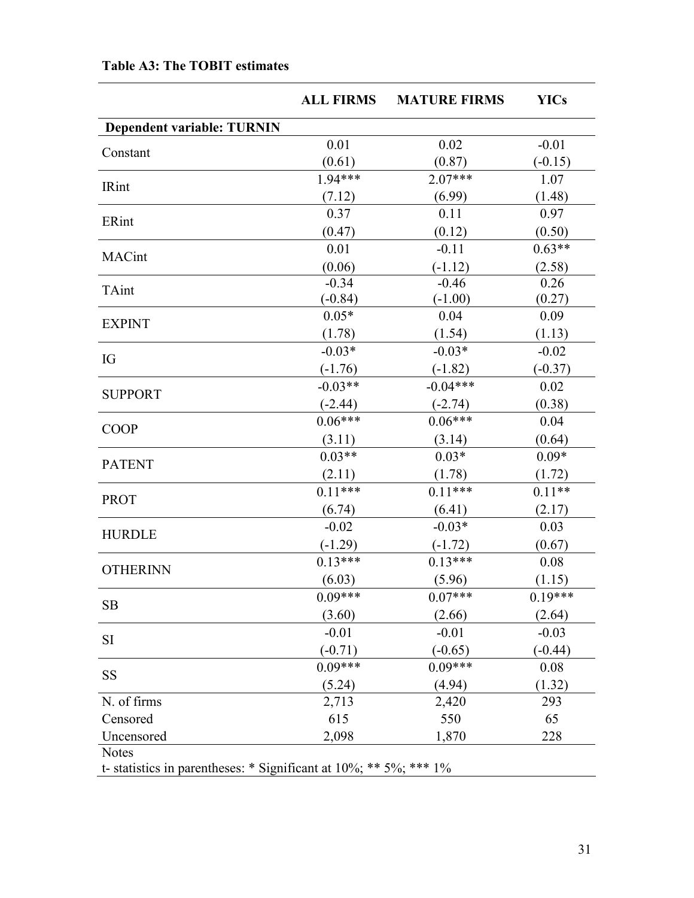**Table A3: The TOBIT estimates**

| | ALL FIRMS | MATURE FIRMS | YICs |
|---|---|---|---|
| **Dependent variable: TURNIN** | | | |
| Constant | 0.01 | 0.02 | -0.01 |
| | (0.61) | (0.87) | (-0.15) |
| IRint | 1.94*** | 2.07*** | 1.07 |
| | (7.12) | (6.99) | (1.48) |
| ERint | 0.37 | 0.11 | 0.97 |
| | (0.47) | (0.12) | (0.50) |
| MACint | 0.01 | -0.11 | 0.63** |
| | (0.06) | (-1.12) | (2.58) |
| TAint | -0.34 | -0.46 | 0.26 |
| | (-0.84) | (-1.00) | (0.27) |
| EXPINT | 0.05* | 0.04 | 0.09 |
| | (1.78) | (1.54) | (1.13) |
| IG | -0.03* | -0.03* | -0.02 |
| | (-1.76) | (-1.82) | (-0.37) |
| SUPPORT | -0.03** | -0.04*** | 0.02 |
| | (-2.44) | (-2.74) | (0.38) |
| COOP | 0.06*** | 0.06*** | 0.04 |
| | (3.11) | (3.14) | (0.64) |
| PATENT | 0.03** | 0.03* | 0.09* |
| | (2.11) | (1.78) | (1.72) |
| PROT | 0.11*** | 0.11*** | 0.11** |
| | (6.74) | (6.41) | (2.17) |
| HURDLE | -0.02 | -0.03* | 0.03 |
| | (-1.29) | (-1.72) | (0.67) |
| OTHERINN | 0.13*** | 0.13*** | 0.08 |
| | (6.03) | (5.96) | (1.15) |
| SB | 0.09*** | 0.07*** | 0.19*** |
| | (3.60) | (2.66) | (2.64) |
| SI | -0.01 | -0.01 | -0.03 |
| | (-0.71) | (-0.65) | (-0.44) |
| SS | 0.09*** | 0.09*** | 0.08 |
| | (5.24) | (4.94) | (1.32) |
| N. of firms | 2,713 | 2,420 | 293 |
| Censored | 615 | 550 | 65 |
| Uncensored | 2,098 | 1,870 | 228 |

Notes

t- statistics in parentheses: * Significant at 10%; ** 5%; *** 1%